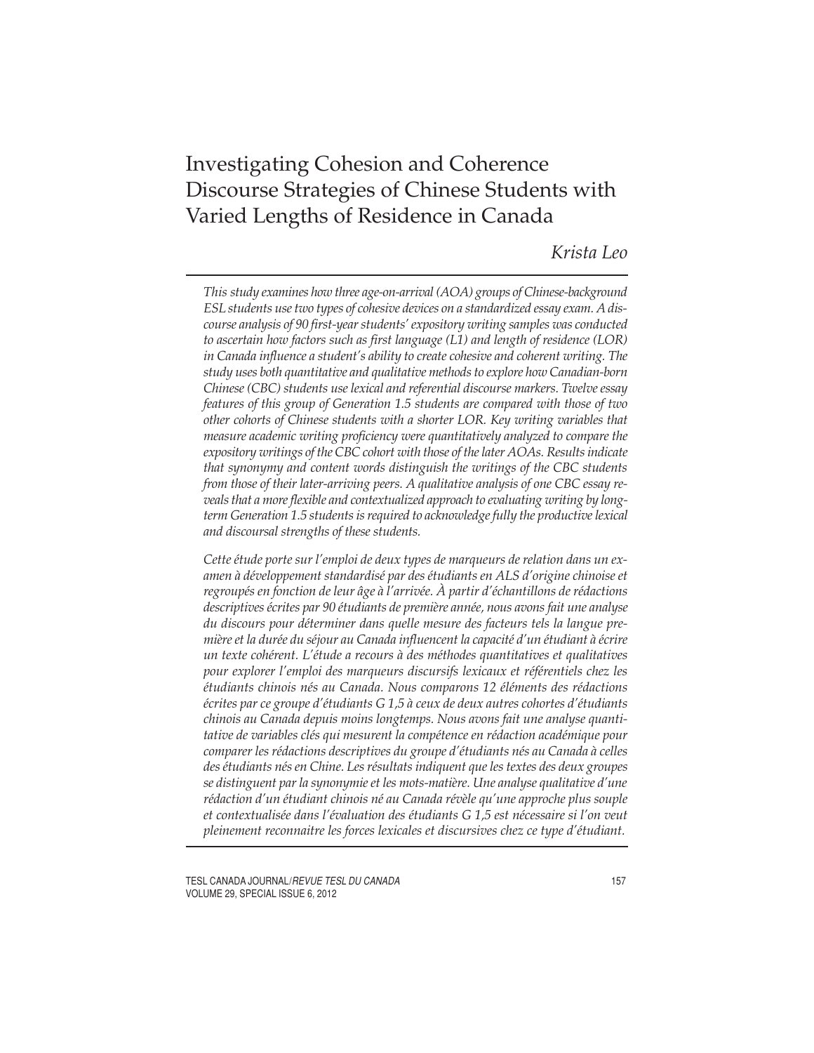# Investigating Cohesion and Coherence Discourse Strategies of Chinese Students with Varied Lengths of Residence in Canada

*Krista Leo*

*This study examines how three age-on-arrival (AOA) groups of Chinese-background ESL students use two types of cohesive devices on a standardized essay exam. A discourse analysis of 90 first-year students' expository writing samples was conducted to ascertain how factors such as first language (L1) and length of residence (LOR) in Canada influence a student's ability to create cohesive and coherent writing. The study uses both quantitative and qualitative methods to explore how Canadian-born Chinese (CBC) students use lexical and referential discourse markers. Twelve essay features of this group of Generation 1.5 students are compared with those of two other cohorts of Chinese students with a shorter LOR. Key writing variables that measure academic writing proficiency were quantitatively analyzed to compare the expository writings of the CBC cohort with those of the later AOAs. Results indicate that synonymy and content words distinguish the writings of the CBC students from those of their later-arriving peers. A qualitative analysis of one CBC essay reveals that a more flexible and contextualized approach to evaluating writing by long-term Generation 1.5 students is required to acknowledge fully the productive lexical and discoursal strengths of these students.*

*Cette étude porte sur l'emploi de deux types de marqueurs de relation dans un examen à développement standardisé par des étudiants en ALS d'origine chinoise et regroupés en fonction de leur âge à l'arrivée. À partir d'échantillons de rédactions descriptives écrites par 90 étudiants de première année, nous avons fait une analyse du discours pour déterminer dans quelle mesure des facteurs tels la langue première et la durée du séjour au Canada influencent la capacité d'un étudiant à écrire un texte cohérent. L'étude a recours à des méthodes quantitatives et qualitatives pour explorer l'emploi des marqueurs discursifs lexicaux et référentiels chez les étudiants chinois nés au Canada. Nous comparons 12 éléments des rédactions écrites par ce groupe d'étudiants G 1,5 à ceux de deux autres cohortes d'étudiants chinois au Canada depuis moins longtemps. Nous avons fait une analyse quantitative de variables clés qui mesurent la compétence en rédaction académique pour comparer les rédactions descriptives du groupe d'étudiants nés au Canada à celles des étudiants nés en Chine. Les résultats indiquent que les textes des deux groupes se distinguent par la synonymie et les mots-matière. Une analyse qualitative d'une rédaction d'un étudiant chinois né au Canada révèle qu'une approche plus souple et contextualisée dans l'évaluation des étudiants G 1,5 est nécessaire si l'on veut pleinement reconnaitre les forces lexicales et discursives chez ce type d'étudiant.*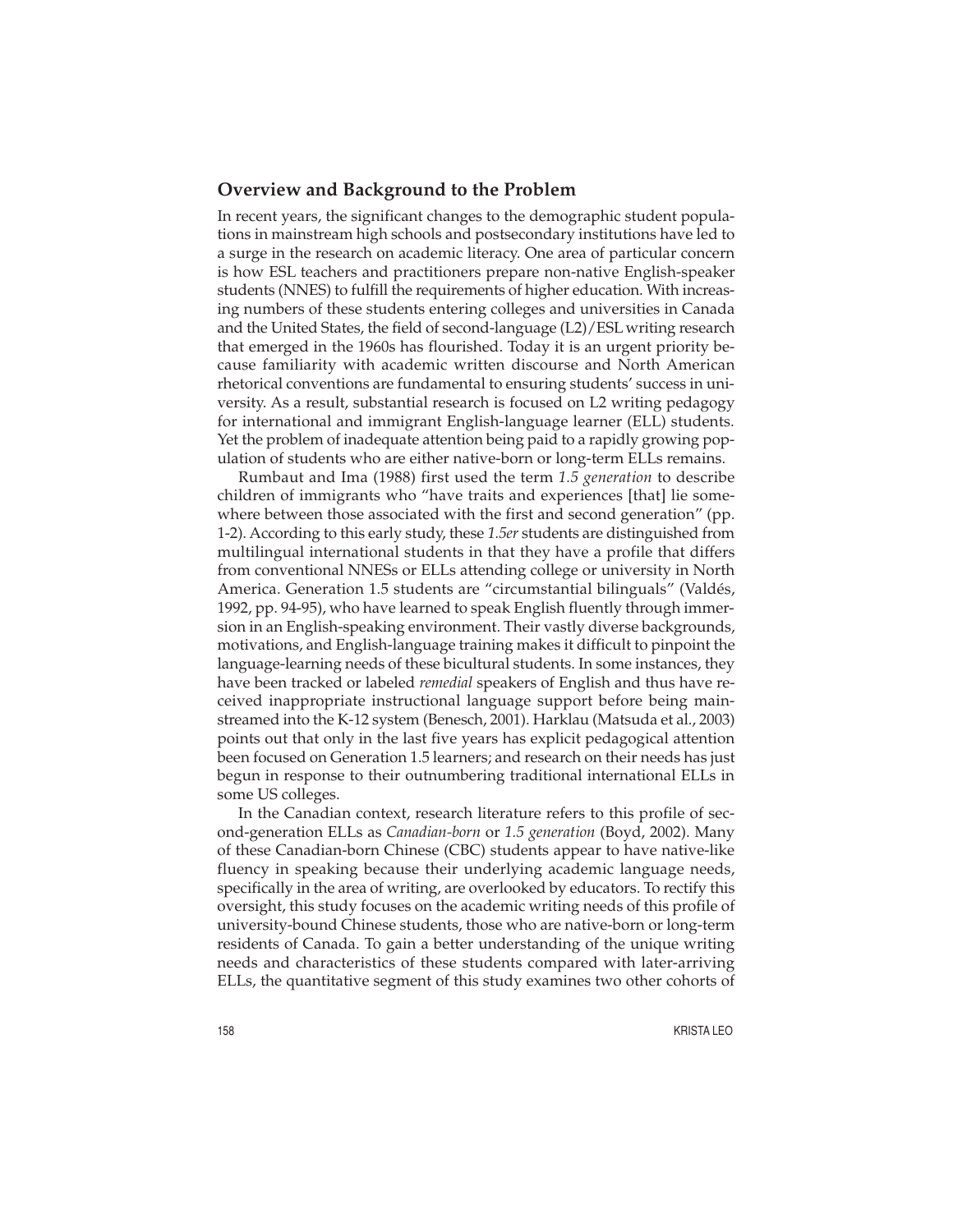## Overview and Background to the Problem

In recent years, the significant changes to the demographic student populations in mainstream high schools and postsecondary institutions have led to a surge in the research on academic literacy. One area of particular concern is how ESL teachers and practitioners prepare non-native English-speaker students (NNES) to fulfill the requirements of higher education. With increasing numbers of these students entering colleges and universities in Canada and the United States, the field of second-language (L2)/ESL writing research that emerged in the 1960s has flourished. Today it is an urgent priority because familiarity with academic written discourse and North American rhetorical conventions are fundamental to ensuring students' success in university. As a result, substantial research is focused on L2 writing pedagogy for international and immigrant English-language learner (ELL) students. Yet the problem of inadequate attention being paid to a rapidly growing population of students who are either native-born or long-term ELLs remains.

Rumbaut and Ima (1988) first used the term *1.5 generation* to describe children of immigrants who "have traits and experiences [that] lie somewhere between those associated with the first and second generation" (pp. 1-2). According to this early study, these *1.5er* students are distinguished from multilingual international students in that they have a profile that differs from conventional NNESs or ELLs attending college or university in North America. Generation 1.5 students are "circumstantial bilinguals" (Valdés, 1992, pp. 94-95), who have learned to speak English fluently through immersion in an English-speaking environment. Their vastly diverse backgrounds, motivations, and English-language training makes it difficult to pinpoint the language-learning needs of these bicultural students. In some instances, they have been tracked or labeled *remedial* speakers of English and thus have received inappropriate instructional language support before being mainstreamed into the K-12 system (Benesch, 2001). Harklau (Matsuda et al., 2003) points out that only in the last five years has explicit pedagogical attention been focused on Generation 1.5 learners; and research on their needs has just begun in response to their outnumbering traditional international ELLs in some US colleges.

In the Canadian context, research literature refers to this profile of second-generation ELLs as *Canadian-born* or *1.5 generation* (Boyd, 2002). Many of these Canadian-born Chinese (CBC) students appear to have native-like fluency in speaking because their underlying academic language needs, specifically in the area of writing, are overlooked by educators. To rectify this oversight, this study focuses on the academic writing needs of this profile of university-bound Chinese students, those who are native-born or long-term residents of Canada. To gain a better understanding of the unique writing needs and characteristics of these students compared with later-arriving ELLs, the quantitative segment of this study examines two other cohorts of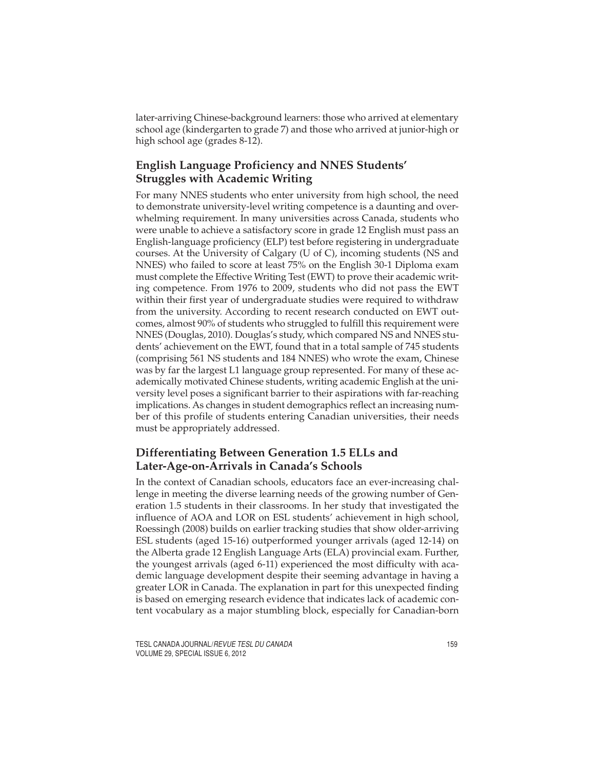later-arriving Chinese-background learners: those who arrived at elementary school age (kindergarten to grade 7) and those who arrived at junior-high or high school age (grades 8-12).

## English Language Proficiency and NNES Students' Struggles with Academic Writing

For many NNES students who enter university from high school, the need to demonstrate university-level writing competence is a daunting and overwhelming requirement. In many universities across Canada, students who were unable to achieve a satisfactory score in grade 12 English must pass an English-language proficiency (ELP) test before registering in undergraduate courses. At the University of Calgary (U of C), incoming students (NS and NNES) who failed to score at least 75% on the English 30-1 Diploma exam must complete the Effective Writing Test (EWT) to prove their academic writing competence. From 1976 to 2009, students who did not pass the EWT within their first year of undergraduate studies were required to withdraw from the university. According to recent research conducted on EWT outcomes, almost 90% of students who struggled to fulfill this requirement were NNES (Douglas, 2010). Douglas's study, which compared NS and NNES students' achievement on the EWT, found that in a total sample of 745 students (comprising 561 NS students and 184 NNES) who wrote the exam, Chinese was by far the largest L1 language group represented. For many of these academically motivated Chinese students, writing academic English at the university level poses a significant barrier to their aspirations with far-reaching implications. As changes in student demographics reflect an increasing number of this profile of students entering Canadian universities, their needs must be appropriately addressed.

## Differentiating Between Generation 1.5 ELLs and Later-Age-on-Arrivals in Canada's Schools

In the context of Canadian schools, educators face an ever-increasing challenge in meeting the diverse learning needs of the growing number of Generation 1.5 students in their classrooms. In her study that investigated the influence of AOA and LOR on ESL students' achievement in high school, Roessingh (2008) builds on earlier tracking studies that show older-arriving ESL students (aged 15-16) outperformed younger arrivals (aged 12-14) on the Alberta grade 12 English Language Arts (ELA) provincial exam. Further, the youngest arrivals (aged 6-11) experienced the most difficulty with academic language development despite their seeming advantage in having a greater LOR in Canada. The explanation in part for this unexpected finding is based on emerging research evidence that indicates lack of academic content vocabulary as a major stumbling block, especially for Canadian-born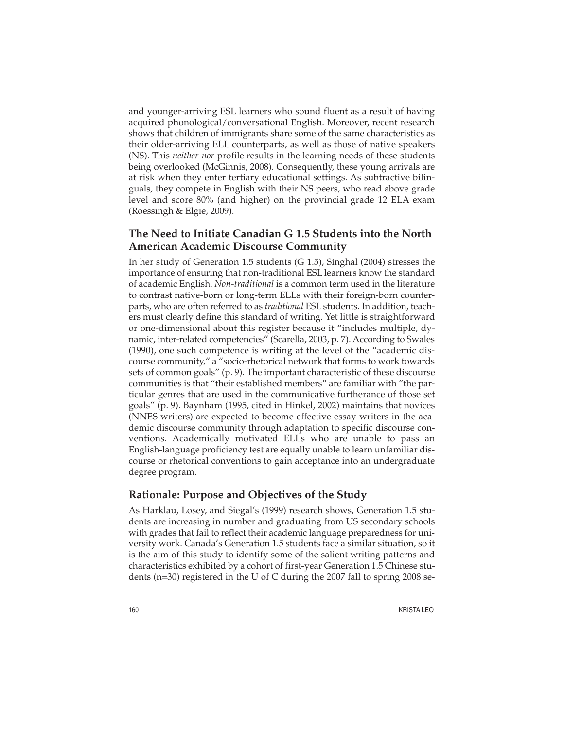and younger-arriving ESL learners who sound fluent as a result of having acquired phonological/conversational English. Moreover, recent research shows that children of immigrants share some of the same characteristics as their older-arriving ELL counterparts, as well as those of native speakers (NS). This *neither-nor* profile results in the learning needs of these students being overlooked (McGinnis, 2008). Consequently, these young arrivals are at risk when they enter tertiary educational settings. As subtractive bilinguals, they compete in English with their NS peers, who read above grade level and score 80% (and higher) on the provincial grade 12 ELA exam (Roessingh & Elgie, 2009).

## The Need to Initiate Canadian G 1.5 Students into the North American Academic Discourse Community

In her study of Generation 1.5 students (G 1.5), Singhal (2004) stresses the importance of ensuring that non-traditional ESL learners know the standard of academic English. *Non-traditional* is a common term used in the literature to contrast native-born or long-term ELLs with their foreign-born counterparts, who are often referred to as *traditional* ESL students. In addition, teachers must clearly define this standard of writing. Yet little is straightforward or one-dimensional about this register because it "includes multiple, dynamic, inter-related competencies" (Scarella, 2003, p. 7). According to Swales (1990), one such competence is writing at the level of the "academic discourse community," a "socio-rhetorical network that forms to work towards sets of common goals" (p. 9). The important characteristic of these discourse communities is that "their established members" are familiar with "the particular genres that are used in the communicative furtherance of those set goals" (p. 9). Baynham (1995, cited in Hinkel, 2002) maintains that novices (NNES writers) are expected to become effective essay-writers in the academic discourse community through adaptation to specific discourse conventions. Academically motivated ELLs who are unable to pass an English-language proficiency test are equally unable to learn unfamiliar discourse or rhetorical conventions to gain acceptance into an undergraduate degree program.

## Rationale: Purpose and Objectives of the Study

As Harklau, Losey, and Siegal's (1999) research shows, Generation 1.5 students are increasing in number and graduating from US secondary schools with grades that fail to reflect their academic language preparedness for university work. Canada's Generation 1.5 students face a similar situation, so it is the aim of this study to identify some of the salient writing patterns and characteristics exhibited by a cohort of first-year Generation 1.5 Chinese students (n=30) registered in the U of C during the 2007 fall to spring 2008 se-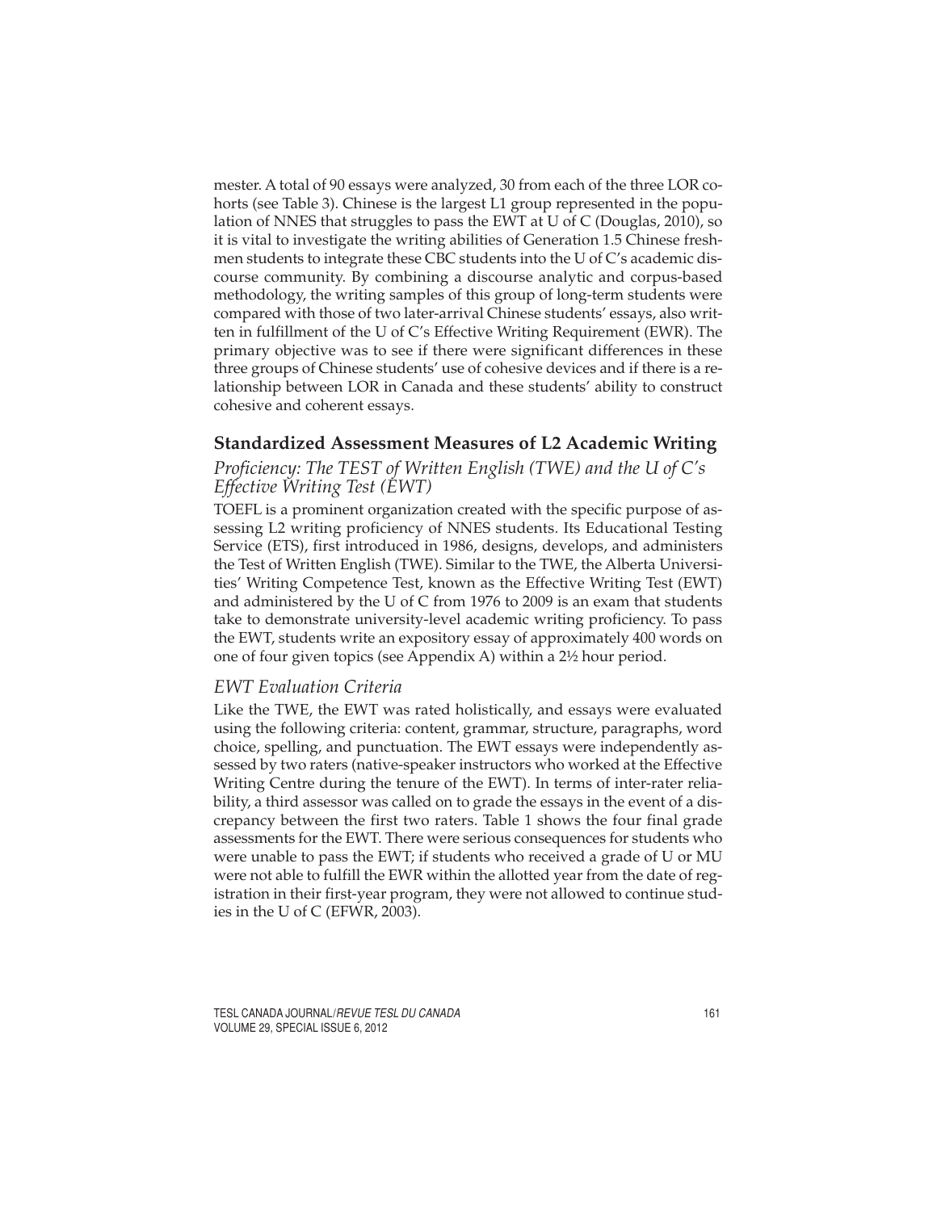mester. A total of 90 essays were analyzed, 30 from each of the three LOR cohorts (see Table 3). Chinese is the largest L1 group represented in the population of NNES that struggles to pass the EWT at U of C (Douglas, 2010), so it is vital to investigate the writing abilities of Generation 1.5 Chinese freshmen students to integrate these CBC students into the U of C's academic discourse community. By combining a discourse analytic and corpus-based methodology, the writing samples of this group of long-term students were compared with those of two later-arrival Chinese students' essays, also written in fulfillment of the U of C's Effective Writing Requirement (EWR). The primary objective was to see if there were significant differences in these three groups of Chinese students' use of cohesive devices and if there is a relationship between LOR in Canada and these students' ability to construct cohesive and coherent essays.

## Standardized Assessment Measures of L2 Academic Writing

### *Proficiency: The TEST of Written English (TWE) and the U of C's Effective Writing Test (EWT)*

TOEFL is a prominent organization created with the specific purpose of assessing L2 writing proficiency of NNES students. Its Educational Testing Service (ETS), first introduced in 1986, designs, develops, and administers the Test of Written English (TWE). Similar to the TWE, the Alberta Universities' Writing Competence Test, known as the Effective Writing Test (EWT) and administered by the U of C from 1976 to 2009 is an exam that students take to demonstrate university-level academic writing proficiency. To pass the EWT, students write an expository essay of approximately 400 words on one of four given topics (see Appendix A) within a 2½ hour period.

### *EWT Evaluation Criteria*

Like the TWE, the EWT was rated holistically, and essays were evaluated using the following criteria: content, grammar, structure, paragraphs, word choice, spelling, and punctuation. The EWT essays were independently assessed by two raters (native-speaker instructors who worked at the Effective Writing Centre during the tenure of the EWT). In terms of inter-rater reliability, a third assessor was called on to grade the essays in the event of a discrepancy between the first two raters. Table 1 shows the four final grade assessments for the EWT. There were serious consequences for students who were unable to pass the EWT; if students who received a grade of U or MU were not able to fulfill the EWR within the allotted year from the date of registration in their first-year program, they were not allowed to continue studies in the U of C (EFWR, 2003).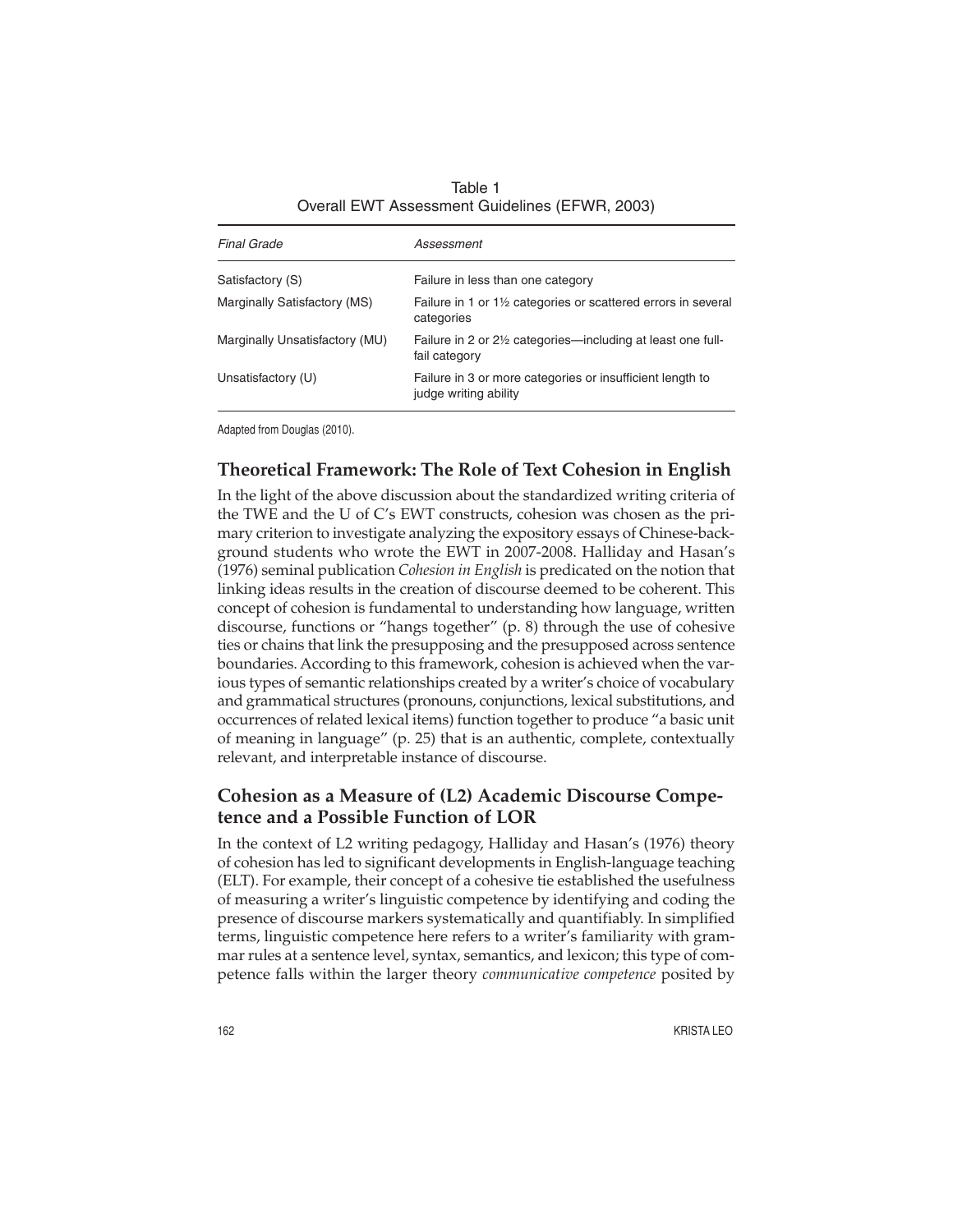Table 1
Overall EWT Assessment Guidelines (EFWR, 2003)

| *Final Grade* | *Assessment* |
|---|---|
| Satisfactory (S) | Failure in less than one category |
| Marginally Satisfactory (MS) | Failure in 1 or 1½ categories or scattered errors in several categories |
| Marginally Unsatisfactory (MU) | Failure in 2 or 2½ categories—including at least one full-fail category |
| Unsatisfactory (U) | Failure in 3 or more categories or insufficient length to judge writing ability |

Adapted from Douglas (2010).

## Theoretical Framework: The Role of Text Cohesion in English

In the light of the above discussion about the standardized writing criteria of the TWE and the U of C's EWT constructs, cohesion was chosen as the primary criterion to investigate analyzing the expository essays of Chinese-background students who wrote the EWT in 2007-2008. Halliday and Hasan's (1976) seminal publication *Cohesion in English* is predicated on the notion that linking ideas results in the creation of discourse deemed to be coherent. This concept of cohesion is fundamental to understanding how language, written discourse, functions or "hangs together" (p. 8) through the use of cohesive ties or chains that link the presupposing and the presupposed across sentence boundaries. According to this framework, cohesion is achieved when the various types of semantic relationships created by a writer's choice of vocabulary and grammatical structures (pronouns, conjunctions, lexical substitutions, and occurrences of related lexical items) function together to produce "a basic unit of meaning in language" (p. 25) that is an authentic, complete, contextually relevant, and interpretable instance of discourse.

## Cohesion as a Measure of (L2) Academic Discourse Competence and a Possible Function of LOR

In the context of L2 writing pedagogy, Halliday and Hasan's (1976) theory of cohesion has led to significant developments in English-language teaching (ELT). For example, their concept of a cohesive tie established the usefulness of measuring a writer's linguistic competence by identifying and coding the presence of discourse markers systematically and quantifiably. In simplified terms, linguistic competence here refers to a writer's familiarity with grammar rules at a sentence level, syntax, semantics, and lexicon; this type of competence falls within the larger theory *communicative competence* posited by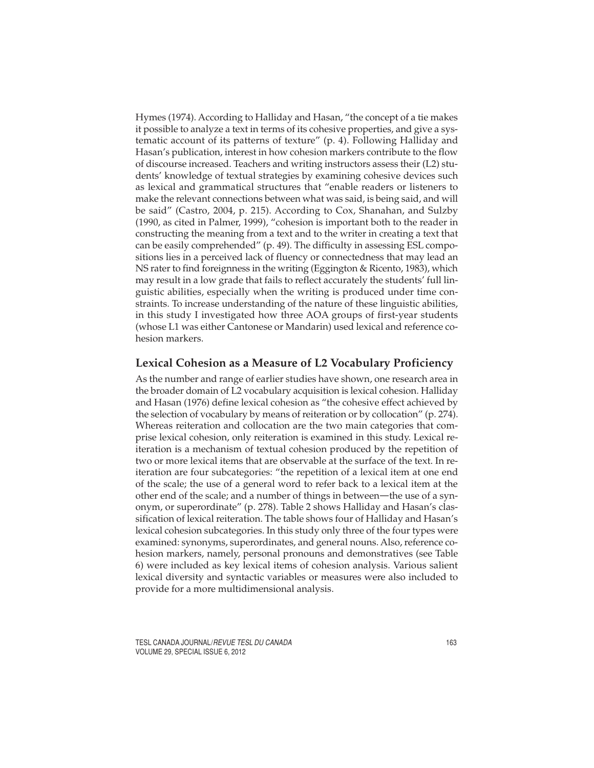Hymes (1974). According to Halliday and Hasan, "the concept of a tie makes it possible to analyze a text in terms of its cohesive properties, and give a systematic account of its patterns of texture" (p. 4). Following Halliday and Hasan's publication, interest in how cohesion markers contribute to the flow of discourse increased. Teachers and writing instructors assess their (L2) students' knowledge of textual strategies by examining cohesive devices such as lexical and grammatical structures that "enable readers or listeners to make the relevant connections between what was said, is being said, and will be said" (Castro, 2004, p. 215). According to Cox, Shanahan, and Sulzby (1990, as cited in Palmer, 1999), "cohesion is important both to the reader in constructing the meaning from a text and to the writer in creating a text that can be easily comprehended" (p. 49). The difficulty in assessing ESL compositions lies in a perceived lack of fluency or connectedness that may lead an NS rater to find foreignness in the writing (Eggington & Ricento, 1983), which may result in a low grade that fails to reflect accurately the students' full linguistic abilities, especially when the writing is produced under time constraints. To increase understanding of the nature of these linguistic abilities, in this study I investigated how three AOA groups of first-year students (whose L1 was either Cantonese or Mandarin) used lexical and reference cohesion markers.

## Lexical Cohesion as a Measure of L2 Vocabulary Proficiency

As the number and range of earlier studies have shown, one research area in the broader domain of L2 vocabulary acquisition is lexical cohesion. Halliday and Hasan (1976) define lexical cohesion as "the cohesive effect achieved by the selection of vocabulary by means of reiteration or by collocation" (p. 274). Whereas reiteration and collocation are the two main categories that comprise lexical cohesion, only reiteration is examined in this study. Lexical reiteration is a mechanism of textual cohesion produced by the repetition of two or more lexical items that are observable at the surface of the text. In reiteration are four subcategories: "the repetition of a lexical item at one end of the scale; the use of a general word to refer back to a lexical item at the other end of the scale; and a number of things in between—the use of a synonym, or superordinate" (p. 278). Table 2 shows Halliday and Hasan's classification of lexical reiteration. The table shows four of Halliday and Hasan's lexical cohesion subcategories. In this study only three of the four types were examined: synonyms, superordinates, and general nouns. Also, reference cohesion markers, namely, personal pronouns and demonstratives (see Table 6) were included as key lexical items of cohesion analysis. Various salient lexical diversity and syntactic variables or measures were also included to provide for a more multidimensional analysis.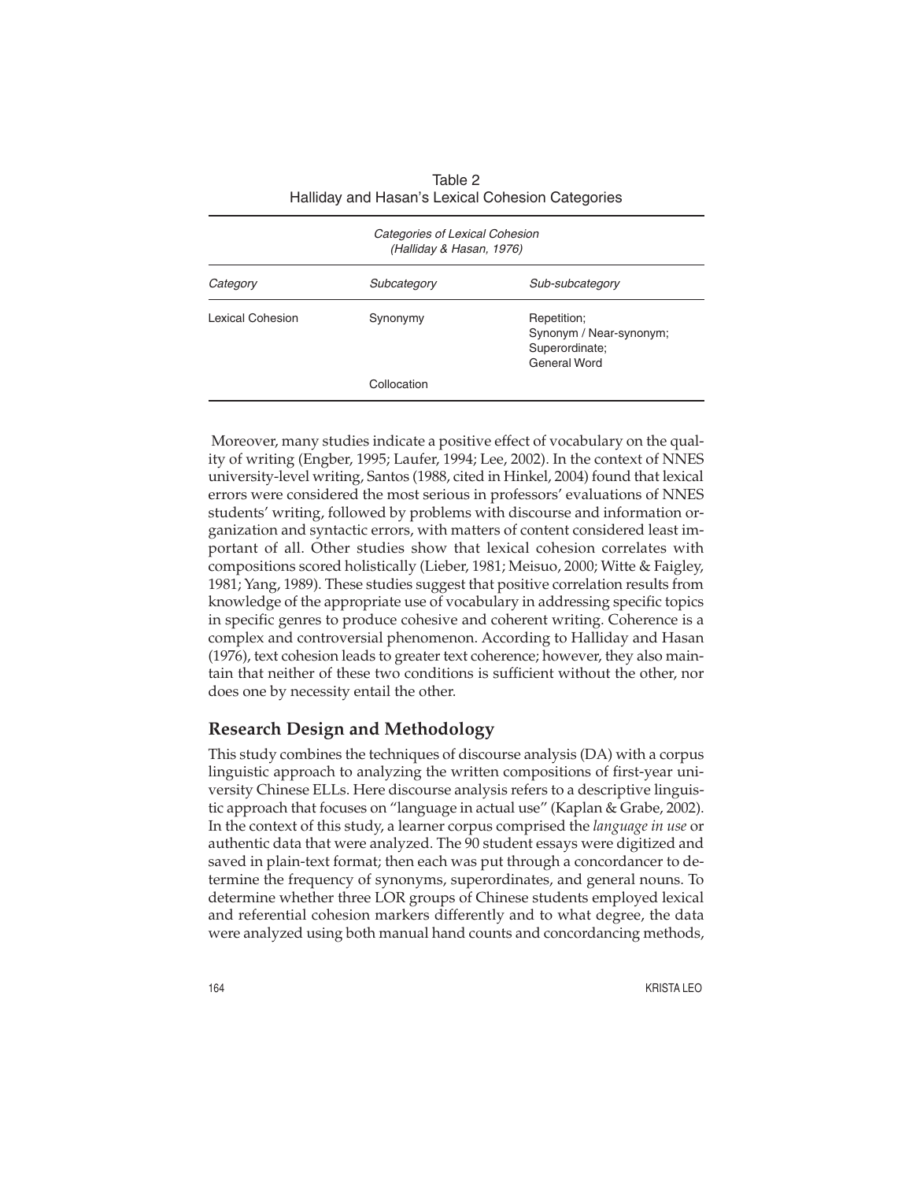Table 2
Halliday and Hasan's Lexical Cohesion Categories

| *Categories of Lexical Cohesion (Halliday & Hasan, 1976)* | | |
|---|---|---|
| *Category* | *Subcategory* | *Sub-subcategory* |
| Lexical Cohesion | Synonymy | Repetition; Synonym / Near-synonym; Superordinate; General Word |
| | Collocation | |

Moreover, many studies indicate a positive effect of vocabulary on the quality of writing (Engber, 1995; Laufer, 1994; Lee, 2002). In the context of NNES university-level writing, Santos (1988, cited in Hinkel, 2004) found that lexical errors were considered the most serious in professors' evaluations of NNES students' writing, followed by problems with discourse and information organization and syntactic errors, with matters of content considered least important of all. Other studies show that lexical cohesion correlates with compositions scored holistically (Lieber, 1981; Meisuo, 2000; Witte & Faigley, 1981; Yang, 1989). These studies suggest that positive correlation results from knowledge of the appropriate use of vocabulary in addressing specific topics in specific genres to produce cohesive and coherent writing. Coherence is a complex and controversial phenomenon. According to Halliday and Hasan (1976), text cohesion leads to greater text coherence; however, they also maintain that neither of these two conditions is sufficient without the other, nor does one by necessity entail the other.

## Research Design and Methodology

This study combines the techniques of discourse analysis (DA) with a corpus linguistic approach to analyzing the written compositions of first-year university Chinese ELLs. Here discourse analysis refers to a descriptive linguistic approach that focuses on "language in actual use" (Kaplan & Grabe, 2002). In the context of this study, a learner corpus comprised the *language in use* or authentic data that were analyzed. The 90 student essays were digitized and saved in plain-text format; then each was put through a concordancer to determine the frequency of synonyms, superordinates, and general nouns. To determine whether three LOR groups of Chinese students employed lexical and referential cohesion markers differently and to what degree, the data were analyzed using both manual hand counts and concordancing methods,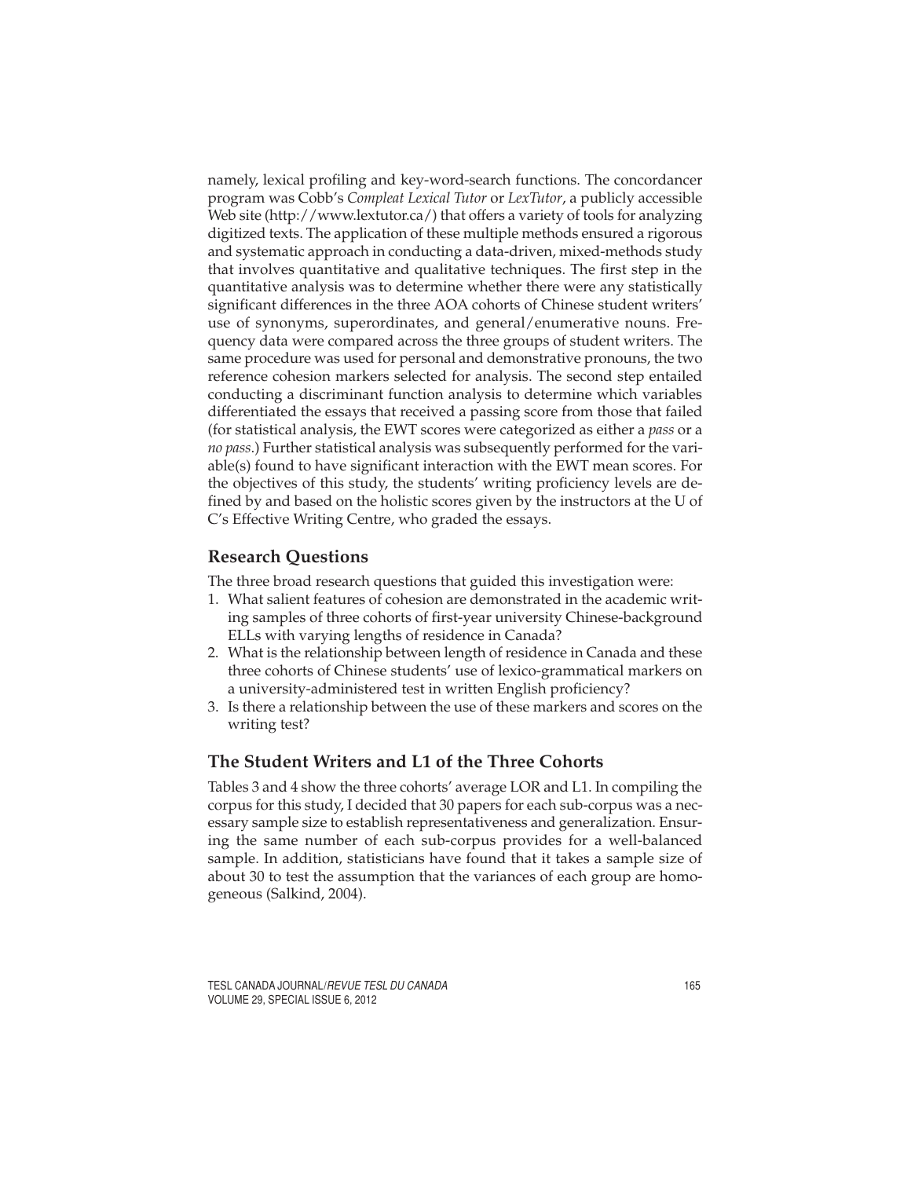namely, lexical profiling and key-word-search functions. The concordancer program was Cobb's *Compleat Lexical Tutor* or *LexTutor*, a publicly accessible Web site (http://www.lextutor.ca/) that offers a variety of tools for analyzing digitized texts. The application of these multiple methods ensured a rigorous and systematic approach in conducting a data-driven, mixed-methods study that involves quantitative and qualitative techniques. The first step in the quantitative analysis was to determine whether there were any statistically significant differences in the three AOA cohorts of Chinese student writers' use of synonyms, superordinates, and general/enumerative nouns. Frequency data were compared across the three groups of student writers. The same procedure was used for personal and demonstrative pronouns, the two reference cohesion markers selected for analysis. The second step entailed conducting a discriminant function analysis to determine which variables differentiated the essays that received a passing score from those that failed (for statistical analysis, the EWT scores were categorized as either a *pass* or a *no pass*.) Further statistical analysis was subsequently performed for the variable(s) found to have significant interaction with the EWT mean scores. For the objectives of this study, the students' writing proficiency levels are defined by and based on the holistic scores given by the instructors at the U of C's Effective Writing Centre, who graded the essays.

## Research Questions

The three broad research questions that guided this investigation were:

1. What salient features of cohesion are demonstrated in the academic writing samples of three cohorts of first-year university Chinese-background ELLs with varying lengths of residence in Canada?
2. What is the relationship between length of residence in Canada and these three cohorts of Chinese students' use of lexico-grammatical markers on a university-administered test in written English proficiency?
3. Is there a relationship between the use of these markers and scores on the writing test?

## The Student Writers and L1 of the Three Cohorts

Tables 3 and 4 show the three cohorts' average LOR and L1. In compiling the corpus for this study, I decided that 30 papers for each sub-corpus was a necessary sample size to establish representativeness and generalization. Ensuring the same number of each sub-corpus provides for a well-balanced sample. In addition, statisticians have found that it takes a sample size of about 30 to test the assumption that the variances of each group are homogeneous (Salkind, 2004).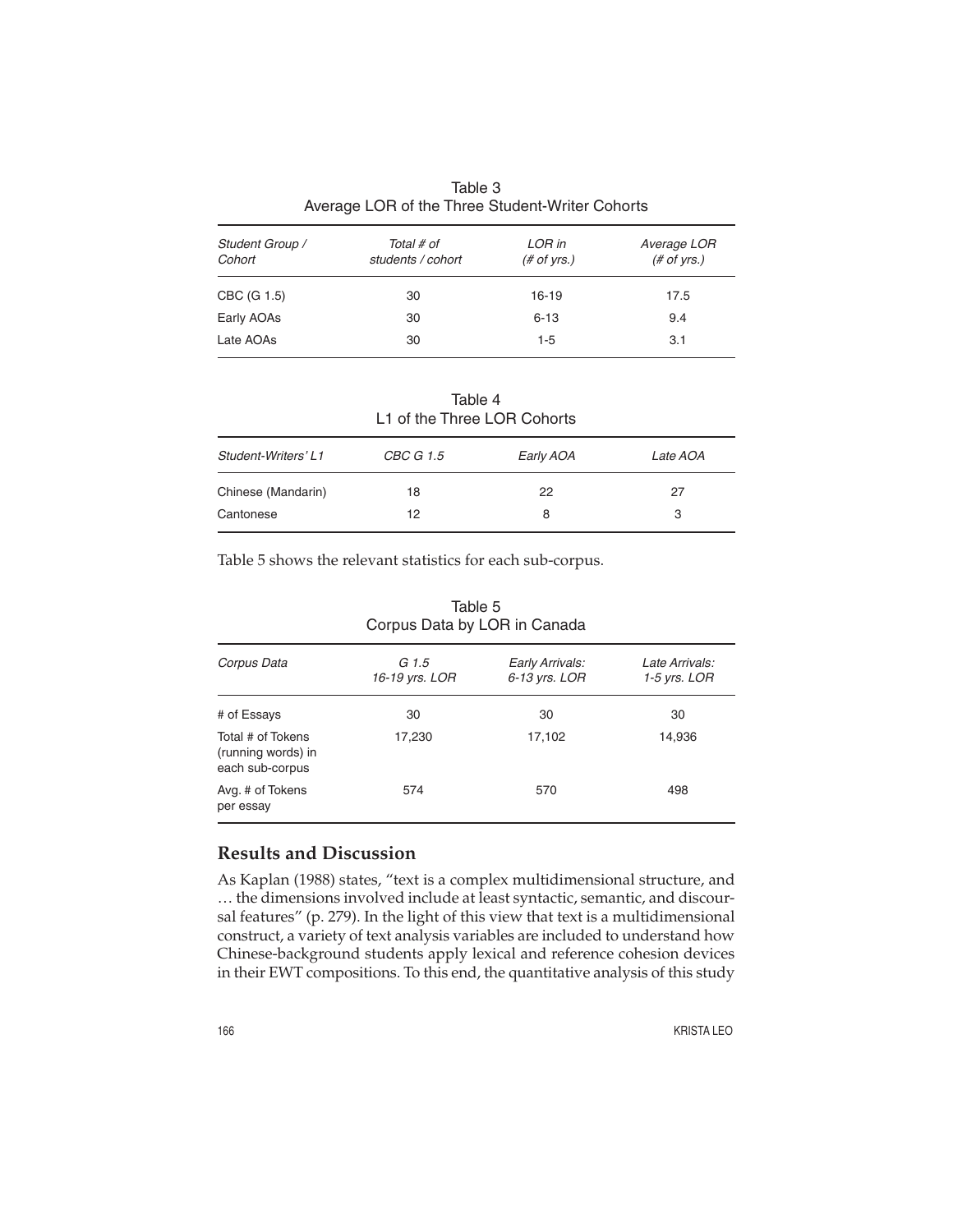Table 3
Average LOR of the Three Student-Writer Cohorts

| *Student Group / Cohort* | *Total # of students / cohort* | *LOR in (# of yrs.)* | *Average LOR (# of yrs.)* |
|---|---|---|---|
| CBC (G 1.5) | 30 | 16-19 | 17.5 |
| Early AOAs | 30 | 6-13 | 9.4 |
| Late AOAs | 30 | 1-5 | 3.1 |

Table 4
L1 of the Three LOR Cohorts

| *Student-Writers' L1* | *CBC G 1.5* | *Early AOA* | *Late AOA* |
|---|---|---|---|
| Chinese (Mandarin) | 18 | 22 | 27 |
| Cantonese | 12 | 8 | 3 |

Table 5 shows the relevant statistics for each sub-corpus.

Table 5
Corpus Data by LOR in Canada

| *Corpus Data* | *G 1.5 16-19 yrs. LOR* | *Early Arrivals: 6-13 yrs. LOR* | *Late Arrivals: 1-5 yrs. LOR* |
|---|---|---|---|
| # of Essays | 30 | 30 | 30 |
| Total # of Tokens (running words) in each sub-corpus | 17,230 | 17,102 | 14,936 |
| Avg. # of Tokens per essay | 574 | 570 | 498 |

## Results and Discussion

As Kaplan (1988) states, "text is a complex multidimensional structure, and … the dimensions involved include at least syntactic, semantic, and discoursal features" (p. 279). In the light of this view that text is a multidimensional construct, a variety of text analysis variables are included to understand how Chinese-background students apply lexical and reference cohesion devices in their EWT compositions. To this end, the quantitative analysis of this study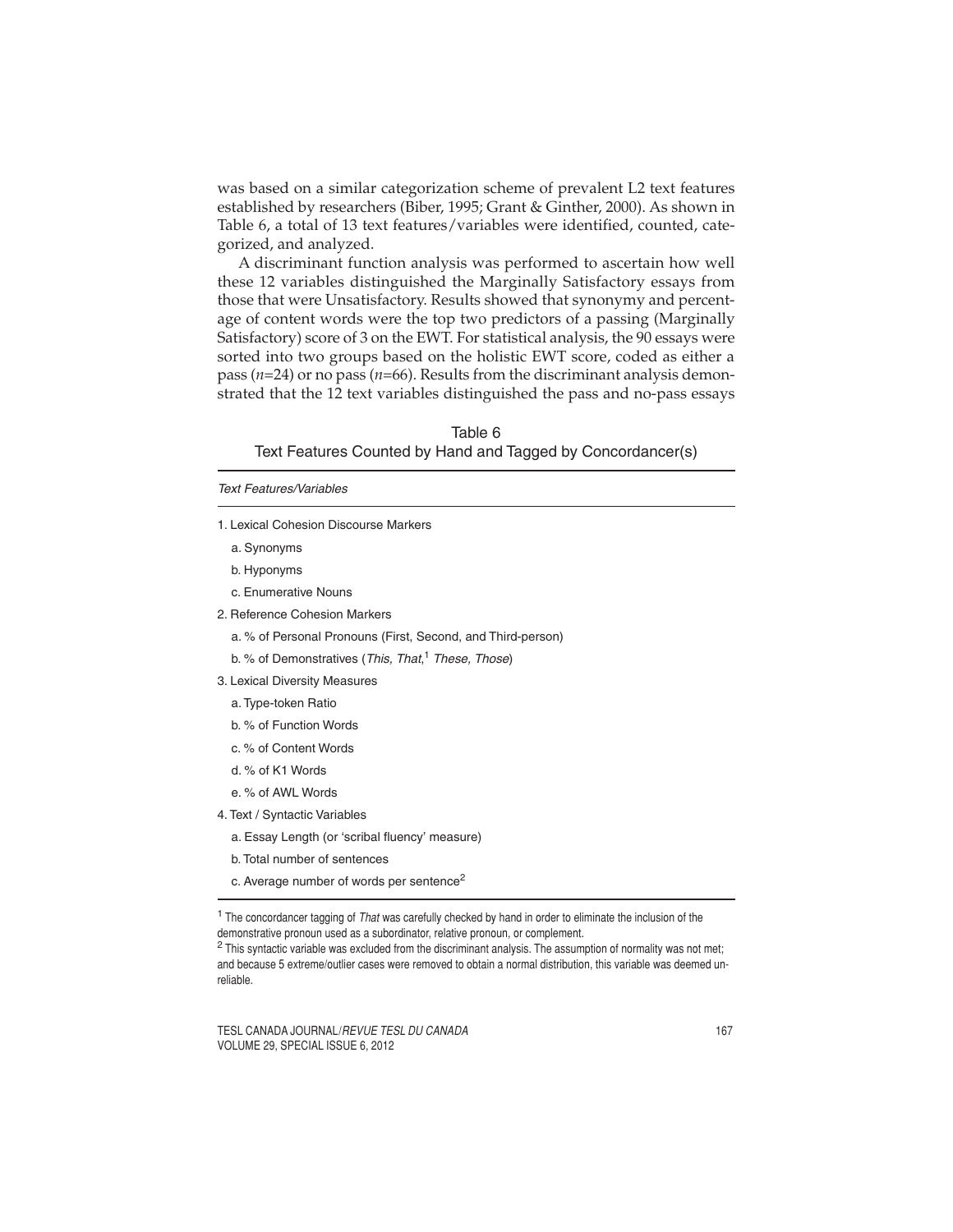was based on a similar categorization scheme of prevalent L2 text features established by researchers (Biber, 1995; Grant & Ginther, 2000). As shown in Table 6, a total of 13 text features/variables were identified, counted, categorized, and analyzed.

A discriminant function analysis was performed to ascertain how well these 12 variables distinguished the Marginally Satisfactory essays from those that were Unsatisfactory. Results showed that synonymy and percentage of content words were the top two predictors of a passing (Marginally Satisfactory) score of 3 on the EWT. For statistical analysis, the 90 essays were sorted into two groups based on the holistic EWT score, coded as either a pass ($n$=24) or no pass ($n$=66). Results from the discriminant analysis demonstrated that the 12 text variables distinguished the pass and no-pass essays

Table 6
Text Features Counted by Hand and Tagged by Concordancer(s)

| *Text Features/Variables* |
|---|
| 1. Lexical Cohesion Discourse Markers |
| a. Synonyms |
| b. Hyponyms |
| c. Enumerative Nouns |
| 2. Reference Cohesion Markers |
| a. % of Personal Pronouns (First, Second, and Third-person) |
| b. % of Demonstratives (*This, That,*[1] *These, Those*) |
| 3. Lexical Diversity Measures |
| a. Type-token Ratio |
| b. % of Function Words |
| c. % of Content Words |
| d. % of K1 Words |
| e. % of AWL Words |
| 4. Text / Syntactic Variables |
| a. Essay Length (or 'scribal fluency' measure) |
| b. Total number of sentences |
| c. Average number of words per sentence[2] |

[1] The concordancer tagging of *That* was carefully checked by hand in order to eliminate the inclusion of the demonstrative pronoun used as a subordinator, relative pronoun, or complement.

[2] This syntactic variable was excluded from the discriminant analysis. The assumption of normality was not met; and because 5 extreme/outlier cases were removed to obtain a normal distribution, this variable was deemed unreliable.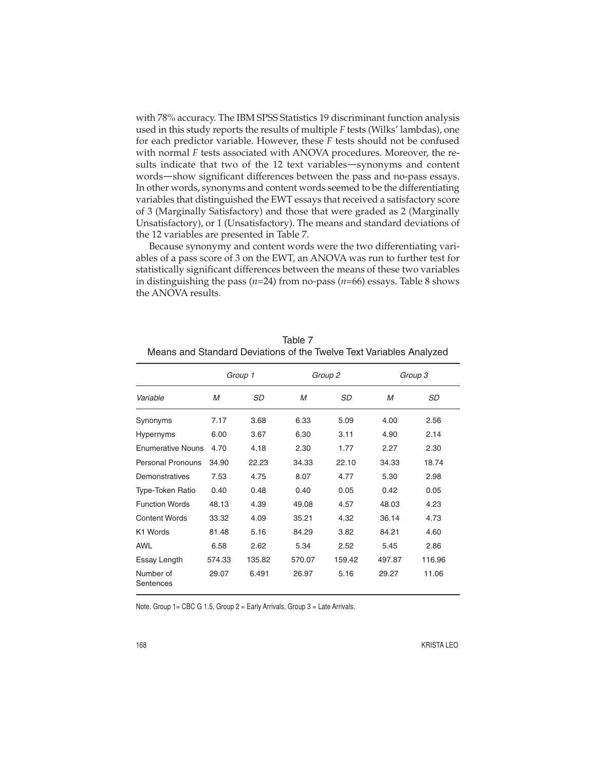with 78% accuracy. The IBM SPSS Statistics 19 discriminant function analysis used in this study reports the results of multiple *F* tests (Wilks' lambdas), one for each predictor variable. However, these *F* tests should not be confused with normal *F* tests associated with ANOVA procedures. Moreover, the results indicate that two of the 12 text variables—synonyms and content words—show significant differences between the pass and no-pass essays. In other words, synonyms and content words seemed to be the differentiating variables that distinguished the EWT essays that received a satisfactory score of 3 (Marginally Satisfactory) and those that were graded as 2 (Marginally Unsatisfactory), or 1 (Unsatisfactory). The means and standard deviations of the 12 variables are presented in Table 7.

Because synonymy and content words were the two differentiating variables of a pass score of 3 on the EWT, an ANOVA was run to further test for statistically significant differences between the means of these two variables in distinguishing the pass ($n$=24) from no-pass ($n$=66) essays. Table 8 shows the ANOVA results.

Table 7
Means and Standard Deviations of the Twelve Text Variables Analyzed

| | *Group 1* | | *Group 2* | | *Group 3* | |
|---|---|---|---|---|---|---|
| *Variable* | *M* | *SD* | *M* | *SD* | *M* | *SD* |
| Synonyms | 7.17 | 3.68 | 6.33 | 5.09 | 4.00 | 2.56 |
| Hypernyms | 6.00 | 3.67 | 6.30 | 3.11 | 4.90 | 2.14 |
| Enumerative Nouns | 4.70 | 4.18 | 2.30 | 1.77 | 2.27 | 2.30 |
| Personal Pronouns | 34.90 | 22.23 | 34.33 | 22.10 | 34.33 | 18.74 |
| Demonstratives | 7.53 | 4.75 | 8.07 | 4.77 | 5.30 | 2.98 |
| Type-Token Ratio | 0.40 | 0.48 | 0.40 | 0.05 | 0.42 | 0.05 |
| Function Words | 48.13 | 4.39 | 49.08 | 4.57 | 48.03 | 4.23 |
| Content Words | 33.32 | 4.09 | 35.21 | 4.32 | 36.14 | 4.73 |
| K1 Words | 81.48 | 5.16 | 84.29 | 3.82 | 84.21 | 4.60 |
| AWL | 6.58 | 2.62 | 5.34 | 2.52 | 5.45 | 2.86 |
| Essay Length | 574.33 | 135.82 | 570.07 | 159.42 | 497.87 | 116.96 |
| Number of Sentences | 29.07 | 6.491 | 26.97 | 5.16 | 29.27 | 11.06 |

Note. Group 1= CBC G 1.5, Group 2 = Early Arrivals, Group 3 = Late Arrivals.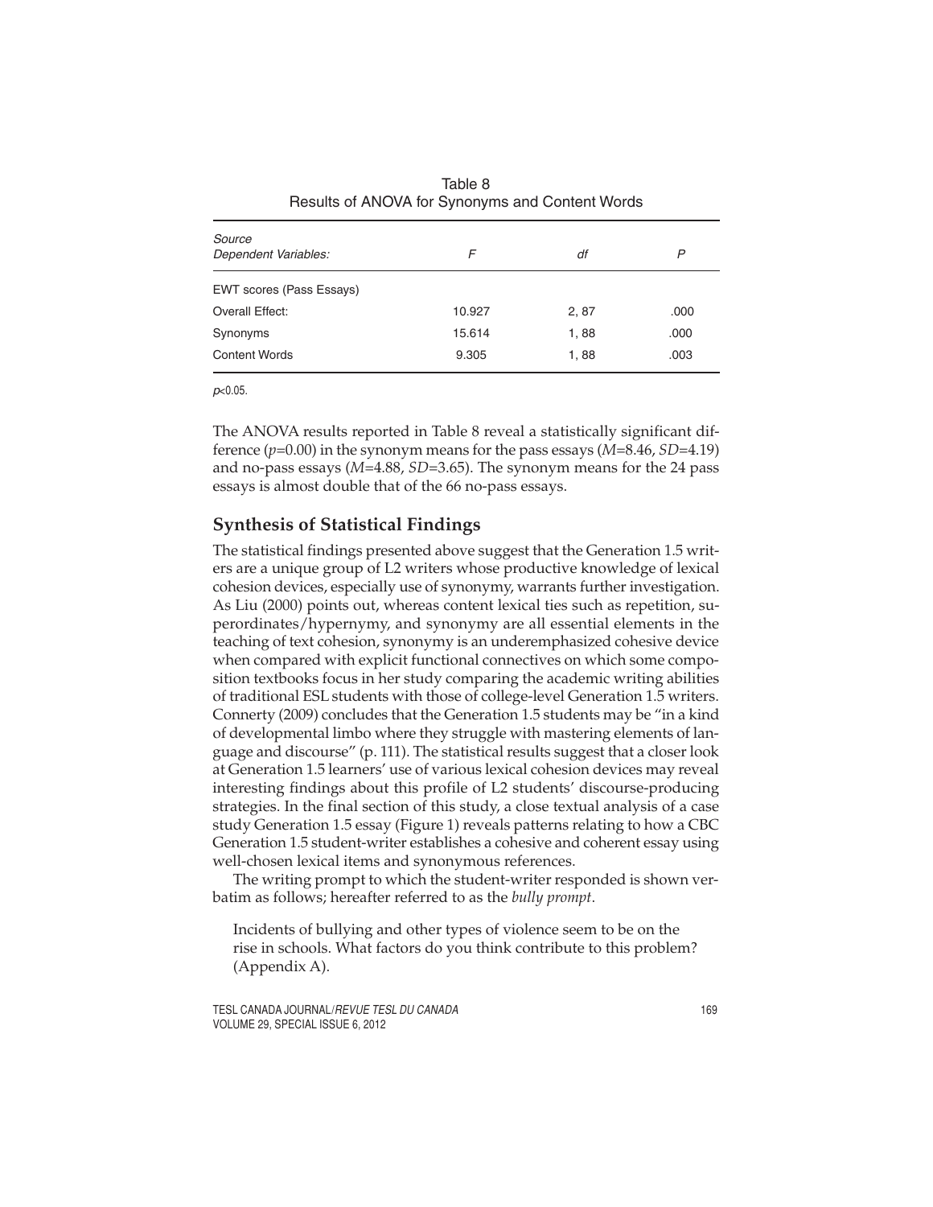Table 8
Results of ANOVA for Synonyms and Content Words

| *Source*<br>*Dependent Variables:* | *F* | *df* | *P* |
|---|---|---|---|
| EWT scores (Pass Essays) | | | |
| Overall Effect: | 10.927 | 2, 87 | .000 |
| Synonyms | 15.614 | 1, 88 | .000 |
| Content Words | 9.305 | 1, 88 | .003 |

$p<0.05$.

The ANOVA results reported in Table 8 reveal a statistically significant difference ($p=0.00$) in the synonym means for the pass essays ($M=8.46$, $SD=4.19$) and no-pass essays ($M=4.88$, $SD=3.65$). The synonym means for the 24 pass essays is almost double that of the 66 no-pass essays.

## Synthesis of Statistical Findings

The statistical findings presented above suggest that the Generation 1.5 writers are a unique group of L2 writers whose productive knowledge of lexical cohesion devices, especially use of synonymy, warrants further investigation. As Liu (2000) points out, whereas content lexical ties such as repetition, superordinates/hypernymy, and synonymy are all essential elements in the teaching of text cohesion, synonymy is an underemphasized cohesive device when compared with explicit functional connectives on which some composition textbooks focus in her study comparing the academic writing abilities of traditional ESL students with those of college-level Generation 1.5 writers. Connerty (2009) concludes that the Generation 1.5 students may be "in a kind of developmental limbo where they struggle with mastering elements of language and discourse" (p. 111). The statistical results suggest that a closer look at Generation 1.5 learners' use of various lexical cohesion devices may reveal interesting findings about this profile of L2 students' discourse-producing strategies. In the final section of this study, a close textual analysis of a case study Generation 1.5 essay (Figure 1) reveals patterns relating to how a CBC Generation 1.5 student-writer establishes a cohesive and coherent essay using well-chosen lexical items and synonymous references.

The writing prompt to which the student-writer responded is shown verbatim as follows; hereafter referred to as the *bully prompt*.

> Incidents of bullying and other types of violence seem to be on the rise in schools. What factors do you think contribute to this problem? (Appendix A).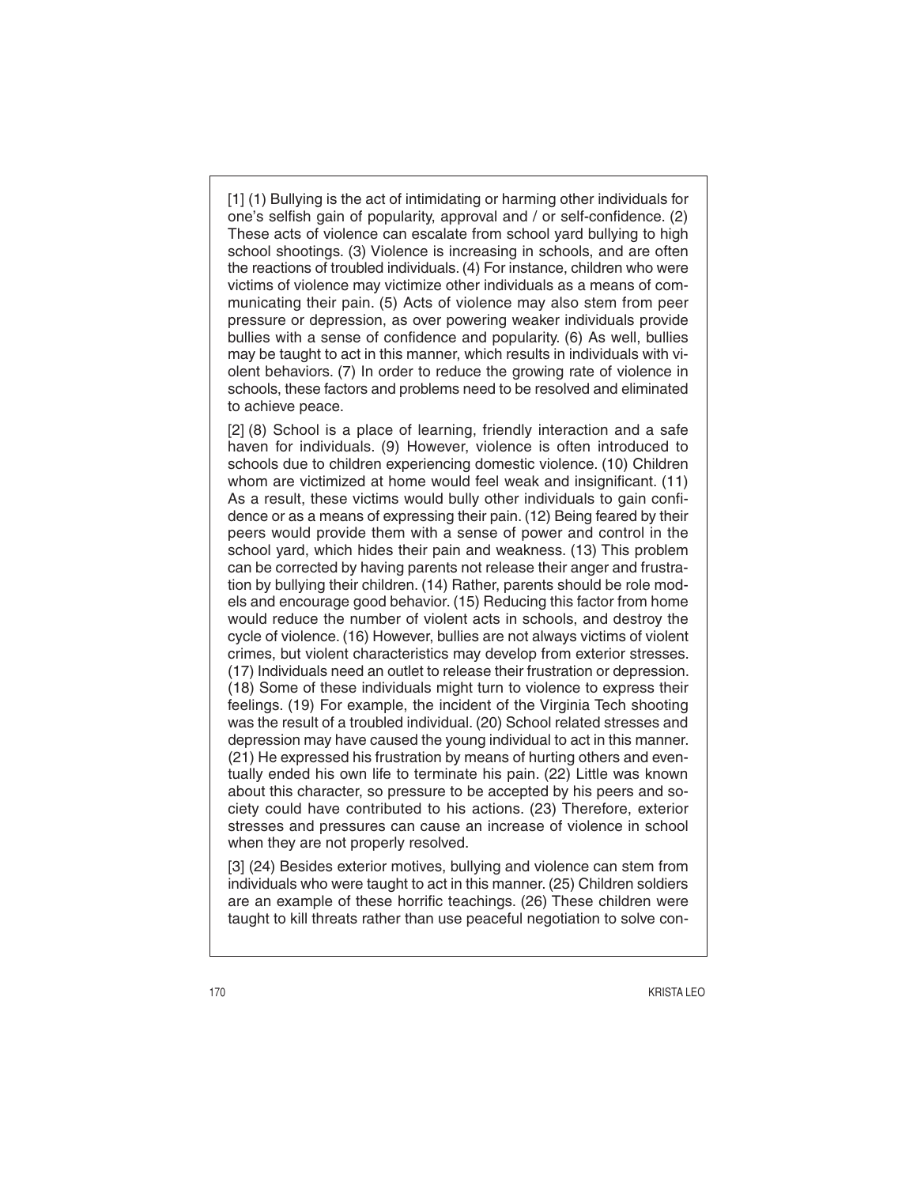[1] (1) Bullying is the act of intimidating or harming other individuals for one's selfish gain of popularity, approval and / or self-confidence. (2) These acts of violence can escalate from school yard bullying to high school shootings. (3) Violence is increasing in schools, and are often the reactions of troubled individuals. (4) For instance, children who were victims of violence may victimize other individuals as a means of communicating their pain. (5) Acts of violence may also stem from peer pressure or depression, as over powering weaker individuals provide bullies with a sense of confidence and popularity. (6) As well, bullies may be taught to act in this manner, which results in individuals with violent behaviors. (7) In order to reduce the growing rate of violence in schools, these factors and problems need to be resolved and eliminated to achieve peace.

[2] (8) School is a place of learning, friendly interaction and a safe haven for individuals. (9) However, violence is often introduced to schools due to children experiencing domestic violence. (10) Children whom are victimized at home would feel weak and insignificant. (11) As a result, these victims would bully other individuals to gain confidence or as a means of expressing their pain. (12) Being feared by their peers would provide them with a sense of power and control in the school yard, which hides their pain and weakness. (13) This problem can be corrected by having parents not release their anger and frustration by bullying their children. (14) Rather, parents should be role models and encourage good behavior. (15) Reducing this factor from home would reduce the number of violent acts in schools, and destroy the cycle of violence. (16) However, bullies are not always victims of violent crimes, but violent characteristics may develop from exterior stresses. (17) Individuals need an outlet to release their frustration or depression. (18) Some of these individuals might turn to violence to express their feelings. (19) For example, the incident of the Virginia Tech shooting was the result of a troubled individual. (20) School related stresses and depression may have caused the young individual to act in this manner. (21) He expressed his frustration by means of hurting others and eventually ended his own life to terminate his pain. (22) Little was known about this character, so pressure to be accepted by his peers and society could have contributed to his actions. (23) Therefore, exterior stresses and pressures can cause an increase of violence in school when they are not properly resolved.

[3] (24) Besides exterior motives, bullying and violence can stem from individuals who were taught to act in this manner. (25) Children soldiers are an example of these horrific teachings. (26) These children were taught to kill threats rather than use peaceful negotiation to solve con-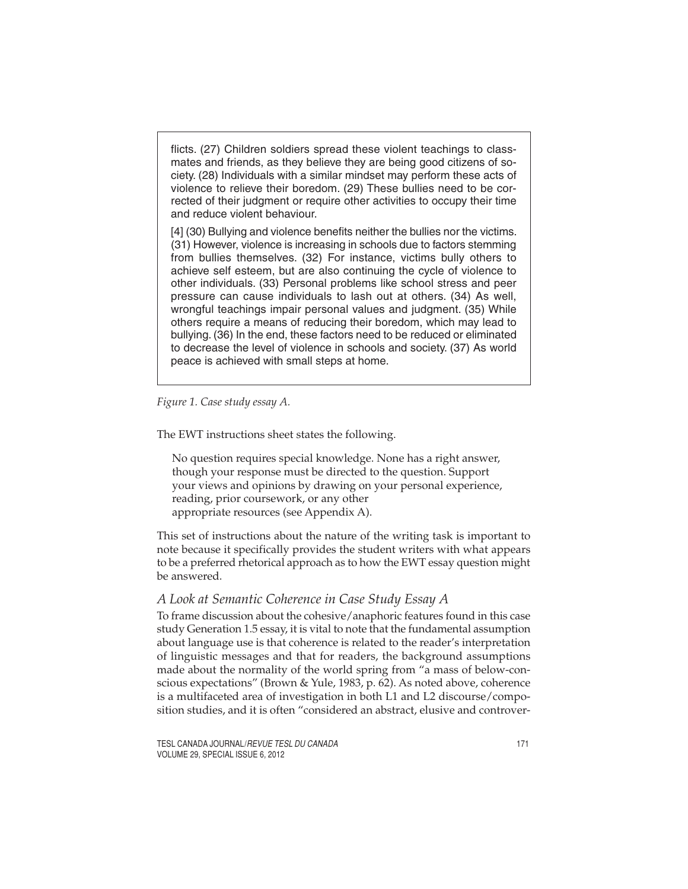flicts. (27) Children soldiers spread these violent teachings to classmates and friends, as they believe they are being good citizens of society. (28) Individuals with a similar mindset may perform these acts of violence to relieve their boredom. (29) These bullies need to be corrected of their judgment or require other activities to occupy their time and reduce violent behaviour.

[4] (30) Bullying and violence benefits neither the bullies nor the victims. (31) However, violence is increasing in schools due to factors stemming from bullies themselves. (32) For instance, victims bully others to achieve self esteem, but are also continuing the cycle of violence to other individuals. (33) Personal problems like school stress and peer pressure can cause individuals to lash out at others. (34) As well, wrongful teachings impair personal values and judgment. (35) While others require a means of reducing their boredom, which may lead to bullying. (36) In the end, these factors need to be reduced or eliminated to decrease the level of violence in schools and society. (37) As world peace is achieved with small steps at home.

*Figure 1. Case study essay A.*

The EWT instructions sheet states the following.

> No question requires special knowledge. None has a right answer, though your response must be directed to the question. Support your views and opinions by drawing on your personal experience, reading, prior coursework, or any other appropriate resources (see Appendix A).

This set of instructions about the nature of the writing task is important to note because it specifically provides the student writers with what appears to be a preferred rhetorical approach as to how the EWT essay question might be answered.

### *A Look at Semantic Coherence in Case Study Essay A*

To frame discussion about the cohesive/anaphoric features found in this case study Generation 1.5 essay, it is vital to note that the fundamental assumption about language use is that coherence is related to the reader's interpretation of linguistic messages and that for readers, the background assumptions made about the normality of the world spring from "a mass of below-conscious expectations" (Brown & Yule, 1983, p. 62). As noted above, coherence is a multifaceted area of investigation in both L1 and L2 discourse/composition studies, and it is often "considered an abstract, elusive and controver-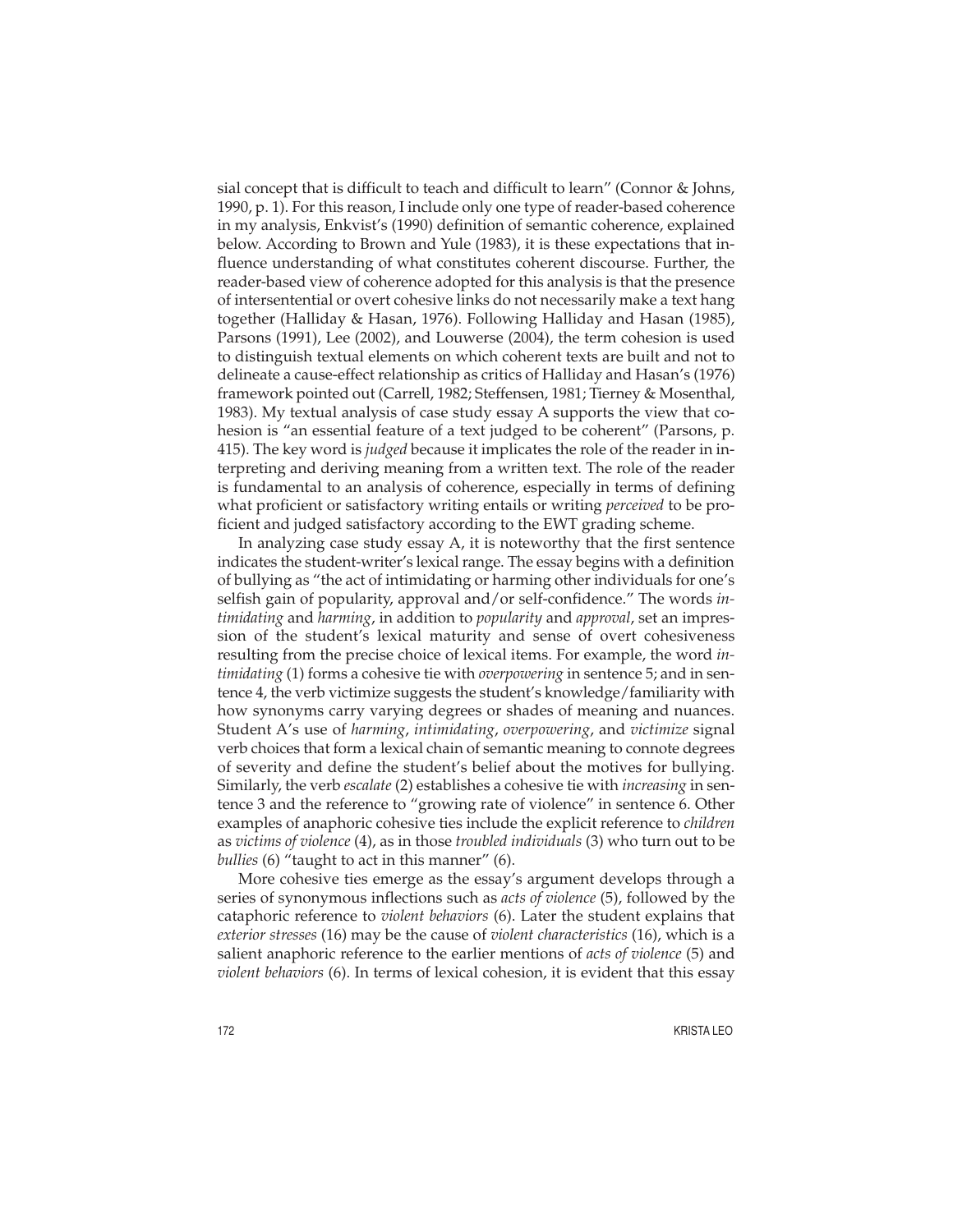sial concept that is difficult to teach and difficult to learn" (Connor & Johns, 1990, p. 1). For this reason, I include only one type of reader-based coherence in my analysis, Enkvist's (1990) definition of semantic coherence, explained below. According to Brown and Yule (1983), it is these expectations that influence understanding of what constitutes coherent discourse. Further, the reader-based view of coherence adopted for this analysis is that the presence of intersentential or overt cohesive links do not necessarily make a text hang together (Halliday & Hasan, 1976). Following Halliday and Hasan (1985), Parsons (1991), Lee (2002), and Louwerse (2004), the term cohesion is used to distinguish textual elements on which coherent texts are built and not to delineate a cause-effect relationship as critics of Halliday and Hasan's (1976) framework pointed out (Carrell, 1982; Steffensen, 1981; Tierney & Mosenthal, 1983). My textual analysis of case study essay A supports the view that cohesion is "an essential feature of a text judged to be coherent" (Parsons, p. 415). The key word is *judged* because it implicates the role of the reader in interpreting and deriving meaning from a written text. The role of the reader is fundamental to an analysis of coherence, especially in terms of defining what proficient or satisfactory writing entails or writing *perceived* to be proficient and judged satisfactory according to the EWT grading scheme.

In analyzing case study essay A, it is noteworthy that the first sentence indicates the student-writer's lexical range. The essay begins with a definition of bullying as "the act of intimidating or harming other individuals for one's selfish gain of popularity, approval and/or self-confidence." The words *intimidating* and *harming*, in addition to *popularity* and *approval*, set an impression of the student's lexical maturity and sense of overt cohesiveness resulting from the precise choice of lexical items. For example, the word *intimidating* (1) forms a cohesive tie with *overpowering* in sentence 5; and in sentence 4, the verb victimize suggests the student's knowledge/familiarity with how synonyms carry varying degrees or shades of meaning and nuances. Student A's use of *harming*, *intimidating*, *overpowering*, and *victimize* signal verb choices that form a lexical chain of semantic meaning to connote degrees of severity and define the student's belief about the motives for bullying. Similarly, the verb *escalate* (2) establishes a cohesive tie with *increasing* in sentence 3 and the reference to "growing rate of violence" in sentence 6. Other examples of anaphoric cohesive ties include the explicit reference to *children* as *victims of violence* (4), as in those *troubled individuals* (3) who turn out to be *bullies* (6) "taught to act in this manner" (6).

More cohesive ties emerge as the essay's argument develops through a series of synonymous inflections such as *acts of violence* (5), followed by the cataphoric reference to *violent behaviors* (6). Later the student explains that *exterior stresses* (16) may be the cause of *violent characteristics* (16), which is a salient anaphoric reference to the earlier mentions of *acts of violence* (5) and *violent behaviors* (6). In terms of lexical cohesion, it is evident that this essay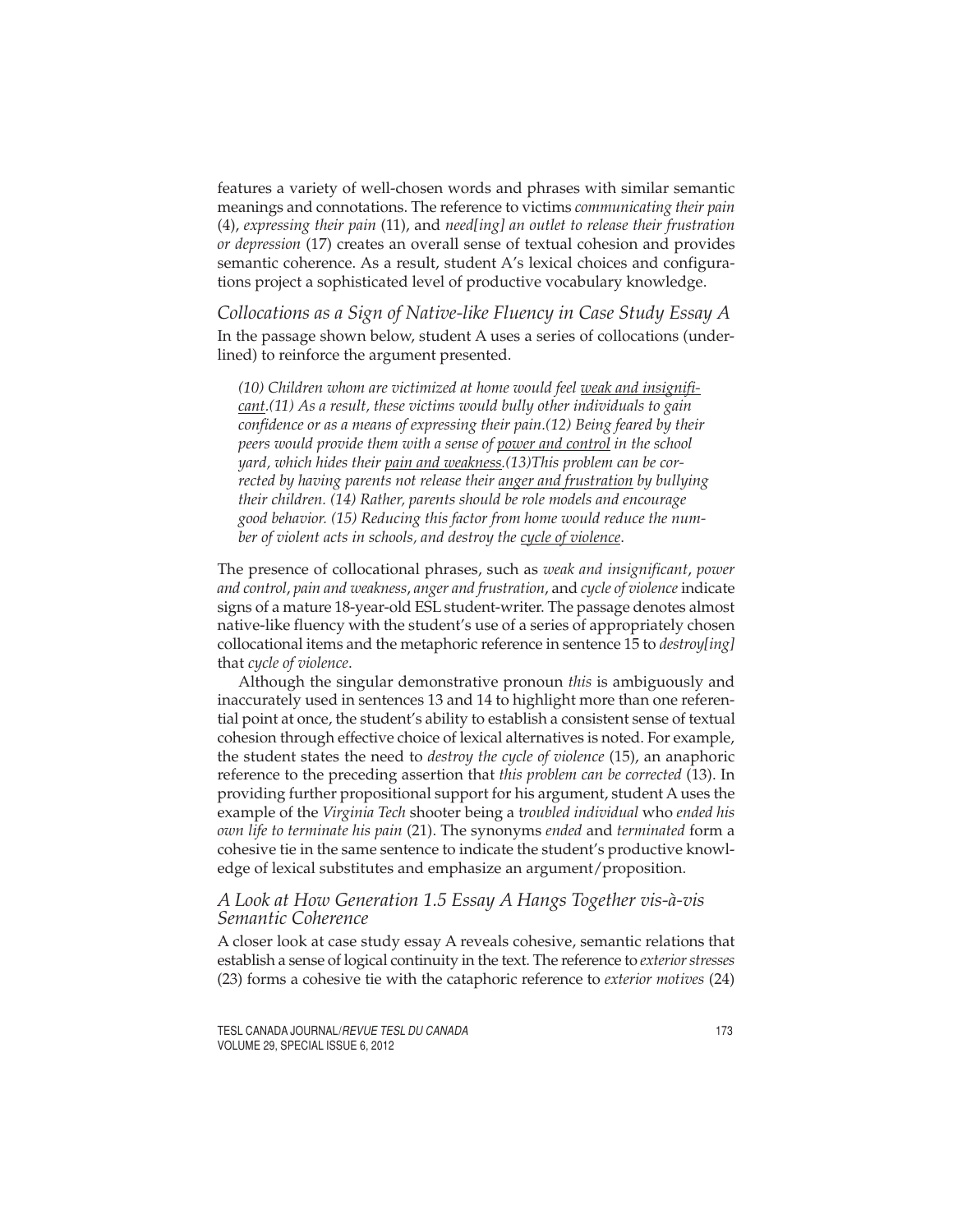features a variety of well-chosen words and phrases with similar semantic meanings and connotations. The reference to victims *communicating their pain* (4), *expressing their pain* (11), and *need[ing] an outlet to release their frustration or depression* (17) creates an overall sense of textual cohesion and provides semantic coherence. As a result, student A's lexical choices and configurations project a sophisticated level of productive vocabulary knowledge.

### *Collocations as a Sign of Native-like Fluency in Case Study Essay A*

In the passage shown below, student A uses a series of collocations (underlined) to reinforce the argument presented.

> *(10) Children whom are victimized at home would feel <u>weak and insignificant</u>.(11) As a result, these victims would bully other individuals to gain confidence or as a means of expressing their pain.(12) Being feared by their peers would provide them with a sense of <u>power and control</u> in the school yard, which hides their <u>pain and weakness</u>.(13)This problem can be corrected by having parents not release their <u>anger and frustration</u> by bullying their children. (14) Rather, parents should be role models and encourage good behavior. (15) Reducing this factor from home would reduce the number of violent acts in schools, and destroy the <u>cycle of violence</u>.*

The presence of collocational phrases, such as *weak and insignificant*, *power and control*, *pain and weakness*, *anger and frustration*, and *cycle of violence* indicate signs of a mature 18-year-old ESL student-writer. The passage denotes almost native-like fluency with the student's use of a series of appropriately chosen collocational items and the metaphoric reference in sentence 15 to *destroy[ing]* that *cycle of violence*.

Although the singular demonstrative pronoun *this* is ambiguously and inaccurately used in sentences 13 and 14 to highlight more than one referential point at once, the student's ability to establish a consistent sense of textual cohesion through effective choice of lexical alternatives is noted. For example, the student states the need to *destroy the cycle of violence* (15), an anaphoric reference to the preceding assertion that *this problem can be corrected* (13). In providing further propositional support for his argument, student A uses the example of the *Virginia Tech* shooter being a *troubled individual* who *ended his own life to terminate his pain* (21). The synonyms *ended* and *terminated* form a cohesive tie in the same sentence to indicate the student's productive knowledge of lexical substitutes and emphasize an argument/proposition.

### *A Look at How Generation 1.5 Essay A Hangs Together vis-à-vis Semantic Coherence*

A closer look at case study essay A reveals cohesive, semantic relations that establish a sense of logical continuity in the text. The reference to *exterior stresses* (23) forms a cohesive tie with the cataphoric reference to *exterior motives* (24)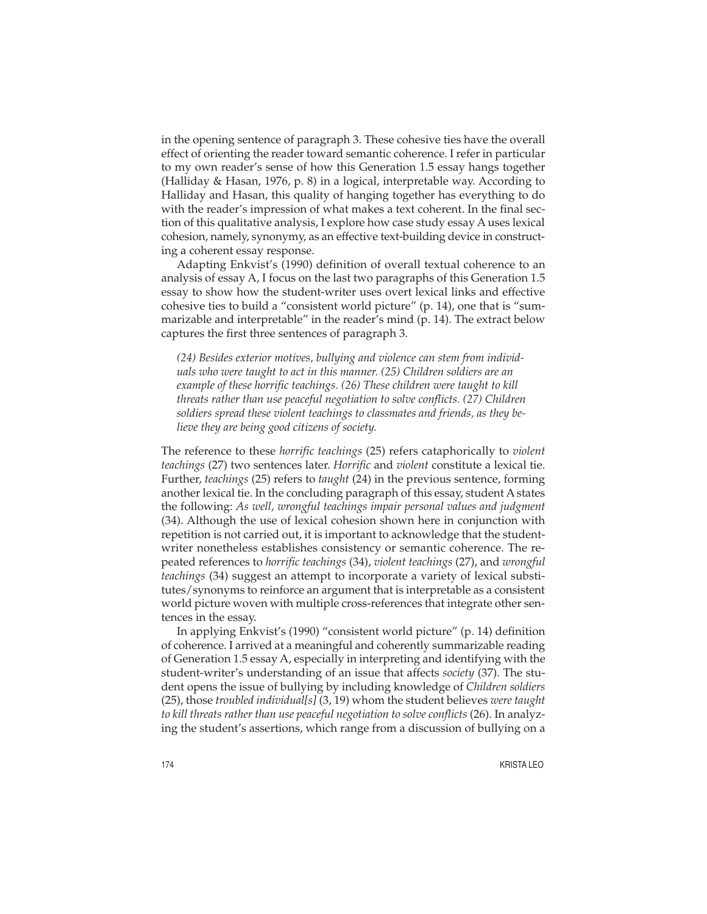in the opening sentence of paragraph 3. These cohesive ties have the overall effect of orienting the reader toward semantic coherence. I refer in particular to my own reader's sense of how this Generation 1.5 essay hangs together (Halliday & Hasan, 1976, p. 8) in a logical, interpretable way. According to Halliday and Hasan, this quality of hanging together has everything to do with the reader's impression of what makes a text coherent. In the final section of this qualitative analysis, I explore how case study essay A uses lexical cohesion, namely, synonymy, as an effective text-building device in constructing a coherent essay response.

Adapting Enkvist's (1990) definition of overall textual coherence to an analysis of essay A, I focus on the last two paragraphs of this Generation 1.5 essay to show how the student-writer uses overt lexical links and effective cohesive ties to build a "consistent world picture" (p. 14), one that is "summarizable and interpretable" in the reader's mind (p. 14). The extract below captures the first three sentences of paragraph 3.

> *(24) Besides exterior motives, bullying and violence can stem from individuals who were taught to act in this manner. (25) Children soldiers are an example of these horrific teachings. (26) These children were taught to kill threats rather than use peaceful negotiation to solve conflicts. (27) Children soldiers spread these violent teachings to classmates and friends, as they believe they are being good citizens of society.*

The reference to these *horrific teachings* (25) refers cataphorically to *violent teachings* (27) two sentences later. *Horrific* and *violent* constitute a lexical tie. Further, *teachings* (25) refers to *taught* (24) in the previous sentence, forming another lexical tie. In the concluding paragraph of this essay, student A states the following: *As well, wrongful teachings impair personal values and judgment* (34). Although the use of lexical cohesion shown here in conjunction with repetition is not carried out, it is important to acknowledge that the student-writer nonetheless establishes consistency or semantic coherence. The repeated references to *horrific teachings* (34), *violent teachings* (27), and *wrongful teachings* (34) suggest an attempt to incorporate a variety of lexical substitutes/synonyms to reinforce an argument that is interpretable as a consistent world picture woven with multiple cross-references that integrate other sentences in the essay.

In applying Enkvist's (1990) "consistent world picture" (p. 14) definition of coherence. I arrived at a meaningful and coherently summarizable reading of Generation 1.5 essay A, especially in interpreting and identifying with the student-writer's understanding of an issue that affects *society* (37). The student opens the issue of bullying by including knowledge of *Children soldiers* (25), those *troubled individual[s]* (3, 19) whom the student believes *were taught to kill threats rather than use peaceful negotiation to solve conflicts* (26). In analyzing the student's assertions, which range from a discussion of bullying on a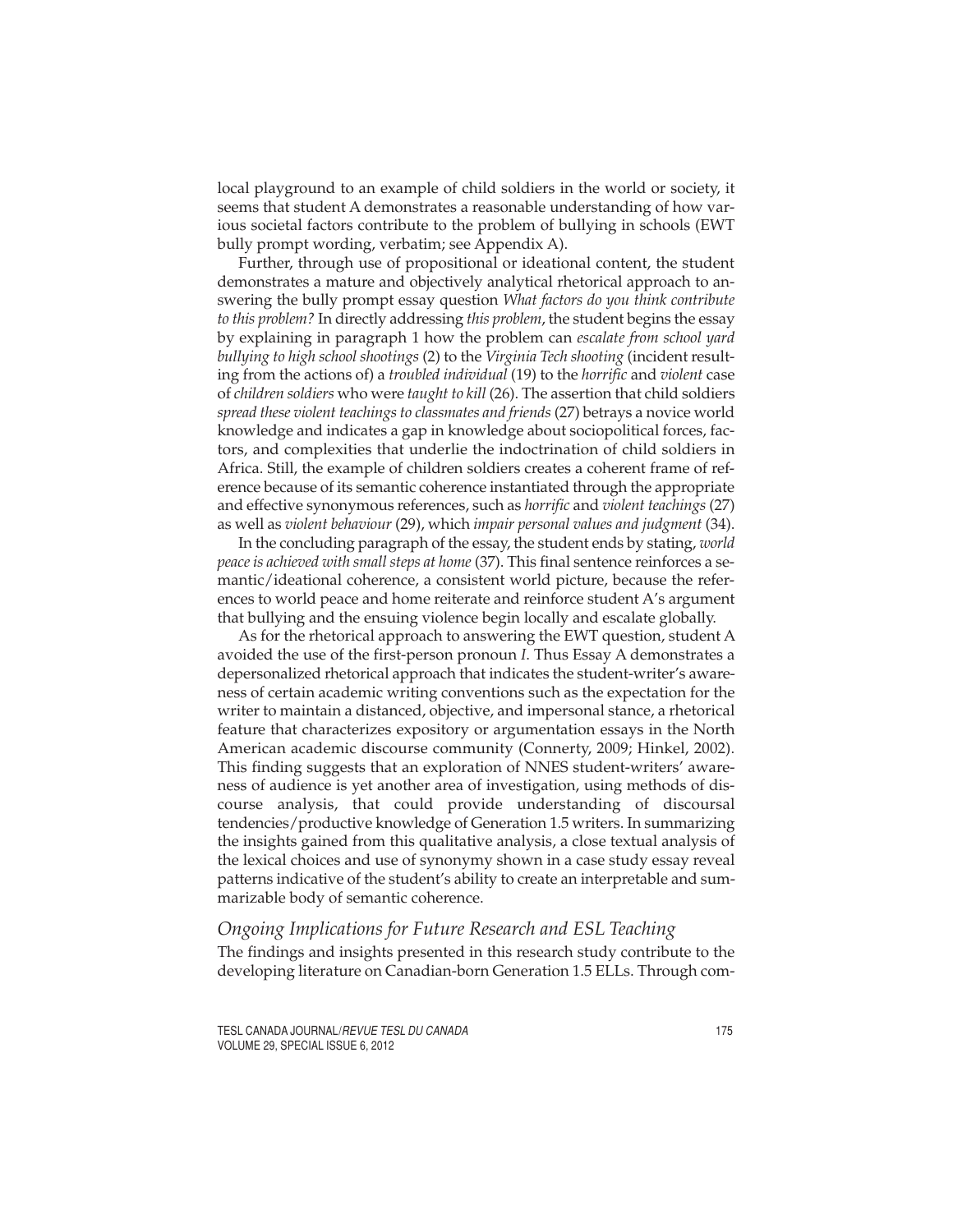local playground to an example of child soldiers in the world or society, it seems that student A demonstrates a reasonable understanding of how various societal factors contribute to the problem of bullying in schools (EWT bully prompt wording, verbatim; see Appendix A).

Further, through use of propositional or ideational content, the student demonstrates a mature and objectively analytical rhetorical approach to answering the bully prompt essay question *What factors do you think contribute to this problem?* In directly addressing *this problem*, the student begins the essay by explaining in paragraph 1 how the problem can *escalate from school yard bullying to high school shootings* (2) to the *Virginia Tech shooting* (incident resulting from the actions of) a *troubled individual* (19) to the *horrific* and *violent* case of *children soldiers* who were *taught to kill* (26). The assertion that child soldiers *spread these violent teachings to classmates and friends* (27) betrays a novice world knowledge and indicates a gap in knowledge about sociopolitical forces, factors, and complexities that underlie the indoctrination of child soldiers in Africa. Still, the example of children soldiers creates a coherent frame of reference because of its semantic coherence instantiated through the appropriate and effective synonymous references, such as *horrific* and *violent teachings* (27) as well as *violent behaviour* (29), which *impair personal values and judgment* (34).

In the concluding paragraph of the essay, the student ends by stating, *world peace is achieved with small steps at home* (37). This final sentence reinforces a semantic/ideational coherence, a consistent world picture, because the references to world peace and home reiterate and reinforce student A's argument that bullying and the ensuing violence begin locally and escalate globally.

As for the rhetorical approach to answering the EWT question, student A avoided the use of the first-person pronoun *I*. Thus Essay A demonstrates a depersonalized rhetorical approach that indicates the student-writer's awareness of certain academic writing conventions such as the expectation for the writer to maintain a distanced, objective, and impersonal stance, a rhetorical feature that characterizes expository or argumentation essays in the North American academic discourse community (Connerty, 2009; Hinkel, 2002). This finding suggests that an exploration of NNES student-writers' awareness of audience is yet another area of investigation, using methods of discourse analysis, that could provide understanding of discoursal tendencies/productive knowledge of Generation 1.5 writers. In summarizing the insights gained from this qualitative analysis, a close textual analysis of the lexical choices and use of synonymy shown in a case study essay reveal patterns indicative of the student's ability to create an interpretable and summarizable body of semantic coherence.

### *Ongoing Implications for Future Research and ESL Teaching*

The findings and insights presented in this research study contribute to the developing literature on Canadian-born Generation 1.5 ELLs. Through com-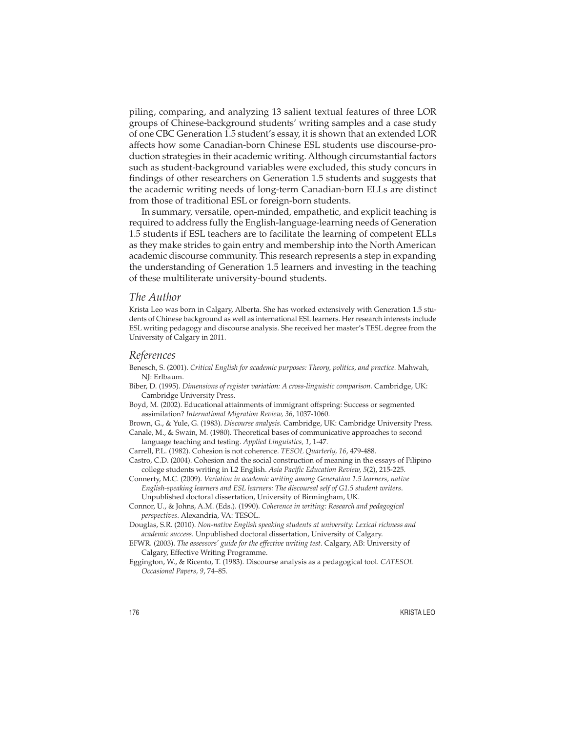piling, comparing, and analyzing 13 salient textual features of three LOR groups of Chinese-background students' writing samples and a case study of one CBC Generation 1.5 student's essay, it is shown that an extended LOR affects how some Canadian-born Chinese ESL students use discourse-production strategies in their academic writing. Although circumstantial factors such as student-background variables were excluded, this study concurs in findings of other researchers on Generation 1.5 students and suggests that the academic writing needs of long-term Canadian-born ELLs are distinct from those of traditional ESL or foreign-born students.

In summary, versatile, open-minded, empathetic, and explicit teaching is required to address fully the English-language-learning needs of Generation 1.5 students if ESL teachers are to facilitate the learning of competent ELLs as they make strides to gain entry and membership into the North American academic discourse community. This research represents a step in expanding the understanding of Generation 1.5 learners and investing in the teaching of these multiliterate university-bound students.

## *The Author*

Krista Leo was born in Calgary, Alberta. She has worked extensively with Generation 1.5 students of Chinese background as well as international ESL learners. Her research interests include ESL writing pedagogy and discourse analysis. She received her master's TESL degree from the University of Calgary in 2011.

## *References*

Benesch, S. (2001). *Critical English for academic purposes: Theory, politics, and practice.* Mahwah, NJ: Erlbaum.

Biber, D. (1995). *Dimensions of register variation: A cross-linguistic comparison.* Cambridge, UK: Cambridge University Press.

Boyd, M. (2002). Educational attainments of immigrant offspring: Success or segmented assimilation? *International Migration Review, 36*, 1037-1060.

Brown, G., & Yule, G. (1983). *Discourse analysis.* Cambridge, UK: Cambridge University Press.

Canale, M., & Swain, M. (1980). Theoretical bases of communicative approaches to second language teaching and testing. *Applied Linguistics, 1*, 1-47.

Carrell, P.L. (1982). Cohesion is not coherence. *TESOL Quarterly, 16*, 479-488.

Castro, C.D. (2004). Cohesion and the social construction of meaning in the essays of Filipino college students writing in L2 English. *Asia Pacific Education Review, 5*(2), 215-225.

Connerty, M.C. (2009). *Variation in academic writing among Generation 1.5 learners, native English-speaking learners and ESL learners: The discoursal self of G1.5 student writers.* Unpublished doctoral dissertation, University of Birmingham, UK.

Connor, U., & Johns, A.M. (Eds.). (1990). *Coherence in writing: Research and pedagogical perspectives.* Alexandria, VA: TESOL.

Douglas, S.R. (2010). *Non-native English speaking students at university: Lexical richness and academic success.* Unpublished doctoral dissertation, University of Calgary.

EFWR. (2003). *The assessors' guide for the effective writing test.* Calgary, AB: University of Calgary, Effective Writing Programme.

Eggington, W., & Ricento, T. (1983). Discourse analysis as a pedagogical tool. *CATESOL Occasional Papers, 9*, 74–85.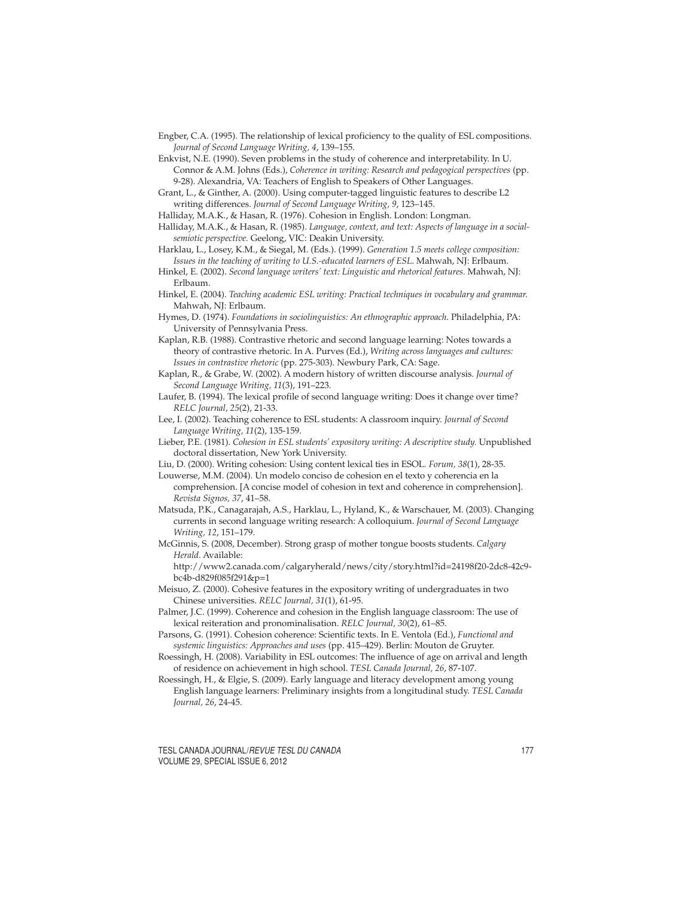Engber, C.A. (1995). The relationship of lexical proficiency to the quality of ESL compositions. *Journal of Second Language Writing, 4*, 139–155.

Enkvist, N.E. (1990). Seven problems in the study of coherence and interpretability. In U. Connor & A.M. Johns (Eds.), *Coherence in writing: Research and pedagogical perspectives* (pp. 9-28). Alexandria, VA: Teachers of English to Speakers of Other Languages.

Grant, L., & Ginther, A. (2000). Using computer-tagged linguistic features to describe L2 writing differences. *Journal of Second Language Writing, 9*, 123–145.

Halliday, M.A.K., & Hasan, R. (1976). Cohesion in English. London: Longman.

Halliday, M.A.K., & Hasan, R. (1985). *Language, context, and text: Aspects of language in a social-semiotic perspective.* Geelong, VIC: Deakin University.

Harklau, L., Losey, K.M., & Siegal, M. (Eds.). (1999). *Generation 1.5 meets college composition: Issues in the teaching of writing to U.S.-educated learners of ESL.* Mahwah, NJ: Erlbaum.

Hinkel, E. (2002). *Second language writers' text: Linguistic and rhetorical features.* Mahwah, NJ: Erlbaum.

Hinkel, E. (2004). *Teaching academic ESL writing: Practical techniques in vocabulary and grammar.* Mahwah, NJ: Erlbaum.

Hymes, D. (1974). *Foundations in sociolinguistics: An ethnographic approach.* Philadelphia, PA: University of Pennsylvania Press.

Kaplan, R.B. (1988). Contrastive rhetoric and second language learning: Notes towards a theory of contrastive rhetoric. In A. Purves (Ed.), *Writing across languages and cultures: Issues in contrastive rhetoric* (pp. 275-303). Newbury Park, CA: Sage.

Kaplan, R., & Grabe, W. (2002). A modern history of written discourse analysis. *Journal of Second Language Writing, 11*(3), 191–223.

Laufer, B. (1994). The lexical profile of second language writing: Does it change over time? *RELC Journal, 25*(2), 21-33.

Lee, I. (2002). Teaching coherence to ESL students: A classroom inquiry. *Journal of Second Language Writing, 11*(2), 135-159.

Lieber, P.E. (1981). *Cohesion in ESL students' expository writing: A descriptive study.* Unpublished doctoral dissertation, New York University.

Liu, D. (2000). Writing cohesion: Using content lexical ties in ESOL. *Forum, 38*(1), 28-35.

Louwerse, M.M. (2004). Un modelo conciso de cohesion en el texto y coherencia en la comprehension. [A concise model of cohesion in text and coherence in comprehension]. *Revista Signos, 37*, 41–58.

Matsuda, P.K., Canagarajah, A.S., Harklau, L., Hyland, K., & Warschauer, M. (2003). Changing currents in second language writing research: A colloquium. *Journal of Second Language Writing, 12*, 151–179.

McGinnis, S. (2008, December). Strong grasp of mother tongue boosts students. *Calgary Herald*. Available: http://www2.canada.com/calgaryherald/news/city/story.html?id=24198f20-2dc8-42c9-bc4b-d829f085f291&p=1

Meisuo, Z. (2000). Cohesive features in the expository writing of undergraduates in two Chinese universities. *RELC Journal, 31*(1), 61-95.

Palmer, J.C. (1999). Coherence and cohesion in the English language classroom: The use of lexical reiteration and pronominalisation. *RELC Journal, 30*(2), 61–85.

Parsons, G. (1991). Cohesion coherence: Scientific texts. In E. Ventola (Ed.), *Functional and systemic linguistics: Approaches and uses* (pp. 415–429). Berlin: Mouton de Gruyter.

Roessingh, H. (2008). Variability in ESL outcomes: The influence of age on arrival and length of residence on achievement in high school. *TESL Canada Journal, 26*, 87-107.

Roessingh, H., & Elgie, S. (2009). Early language and literacy development among young English language learners: Preliminary insights from a longitudinal study. *TESL Canada Journal, 26*, 24-45.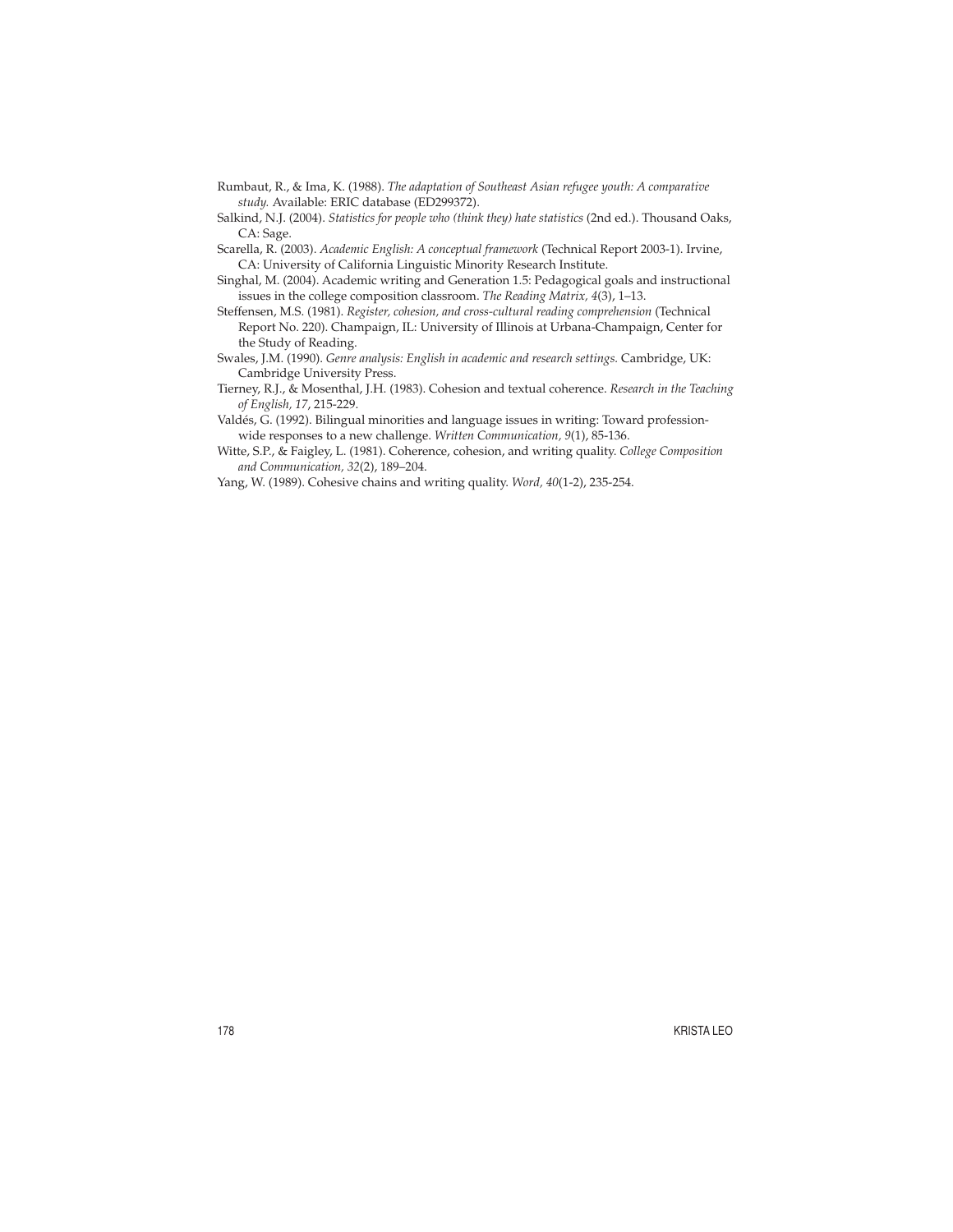Rumbaut, R., & Ima, K. (1988). *The adaptation of Southeast Asian refugee youth: A comparative study.* Available: ERIC database (ED299372).

Salkind, N.J. (2004). *Statistics for people who (think they) hate statistics* (2nd ed.). Thousand Oaks, CA: Sage.

Scarella, R. (2003). *Academic English: A conceptual framework* (Technical Report 2003-1). Irvine, CA: University of California Linguistic Minority Research Institute.

Singhal, M. (2004). Academic writing and Generation 1.5: Pedagogical goals and instructional issues in the college composition classroom. *The Reading Matrix, 4*(3), 1–13.

Steffensen, M.S. (1981). *Register, cohesion, and cross-cultural reading comprehension* (Technical Report No. 220). Champaign, IL: University of Illinois at Urbana-Champaign, Center for the Study of Reading.

Swales, J.M. (1990). *Genre analysis: English in academic and research settings.* Cambridge, UK: Cambridge University Press.

Tierney, R.J., & Mosenthal, J.H. (1983). Cohesion and textual coherence. *Research in the Teaching of English, 17*, 215-229.

Valdés, G. (1992). Bilingual minorities and language issues in writing: Toward profession-wide responses to a new challenge. *Written Communication, 9*(1), 85-136.

Witte, S.P., & Faigley, L. (1981). Coherence, cohesion, and writing quality. *College Composition and Communication, 32*(2), 189–204.

Yang, W. (1989). Cohesive chains and writing quality. *Word, 40*(1-2), 235-254.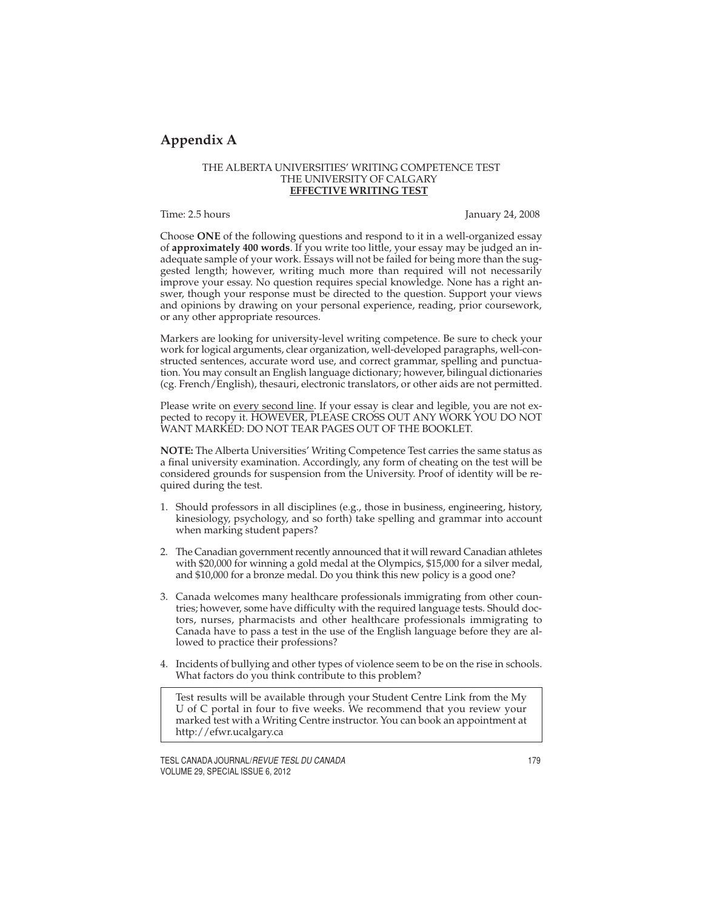## Appendix A

THE ALBERTA UNIVERSITIES' WRITING COMPETENCE TEST
THE UNIVERSITY OF CALGARY
**EFFECTIVE WRITING TEST**

Time: 2.5 hours January 24, 2008

Choose **ONE** of the following questions and respond to it in a well-organized essay of **approximately 400 words**. If you write too little, your essay may be judged an inadequate sample of your work. Essays will not be failed for being more than the suggested length; however, writing much more than required will not necessarily improve your essay. No question requires special knowledge. None has a right answer, though your response must be directed to the question. Support your views and opinions by drawing on your personal experience, reading, prior coursework, or any other appropriate resources.

Markers are looking for university-level writing competence. Be sure to check your work for logical arguments, clear organization, well-developed paragraphs, well-constructed sentences, accurate word use, and correct grammar, spelling and punctuation. You may consult an English language dictionary; however, bilingual dictionaries (cg. French/English), thesauri, electronic translators, or other aids are not permitted.

Please write on <u>every second line</u>. If your essay is clear and legible, you are not expected to recopy it. HOWEVER, PLEASE CROSS OUT ANY WORK YOU DO NOT WANT MARKED: DO NOT TEAR PAGES OUT OF THE BOOKLET.

**NOTE:** The Alberta Universities' Writing Competence Test carries the same status as a final university examination. Accordingly, any form of cheating on the test will be considered grounds for suspension from the University. Proof of identity will be required during the test.

1. Should professors in all disciplines (e.g., those in business, engineering, history, kinesiology, psychology, and so forth) take spelling and grammar into account when marking student papers?
2. The Canadian government recently announced that it will reward Canadian athletes with $20,000 for winning a gold medal at the Olympics, $15,000 for a silver medal, and $10,000 for a bronze medal. Do you think this new policy is a good one?
3. Canada welcomes many healthcare professionals immigrating from other countries; however, some have difficulty with the required language tests. Should doctors, nurses, pharmacists and other healthcare professionals immigrating to Canada have to pass a test in the use of the English language before they are allowed to practice their professions?
4. Incidents of bullying and other types of violence seem to be on the rise in schools. What factors do you think contribute to this problem?

> Test results will be available through your Student Centre Link from the My U of C portal in four to five weeks. We recommend that you review your marked test with a Writing Centre instructor. You can book an appointment at http://efwr.ucalgary.ca